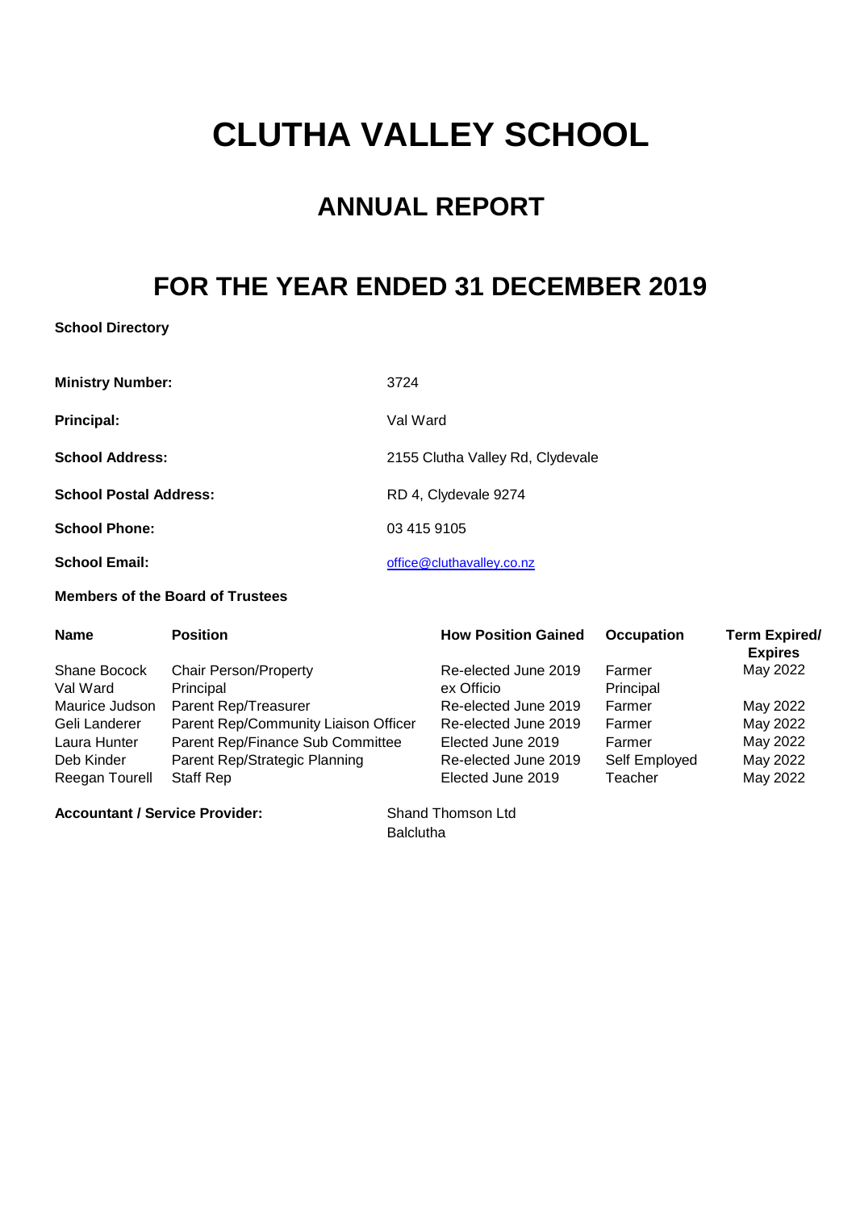# CLUTHA VALLEY SCHOOL

## ANNUAL REPORT

## FOR THE YEAR ENDED 31 DECEMBER 2019

**School Directory**

| | |
|---|---|
| **Ministry Number:** | 3724 |
| **Principal:** | Val Ward |
| **School Address:** | 2155 Clutha Valley Rd, Clydevale |
| **School Postal Address:** | RD 4, Clydevale 9274 |
| **School Phone:** | 03 415 9105 |
| **School Email:** | office@cluthavalley.co.nz |

**Members of the Board of Trustees**

| Name | Position | How Position Gained | Occupation | Term Expired/ Expires |
|---|---|---|---|---|
| Shane Bocock | Chair Person/Property | Re-elected June 2019 | Farmer | May 2022 |
| Val Ward | Principal | ex Officio | Principal | |
| Maurice Judson | Parent Rep/Treasurer | Re-elected June 2019 | Farmer | May 2022 |
| Geli Landerer | Parent Rep/Community Liaison Officer | Re-elected June 2019 | Farmer | May 2022 |
| Laura Hunter | Parent Rep/Finance Sub Committee | Elected June 2019 | Farmer | May 2022 |
| Deb Kinder | Parent Rep/Strategic Planning | Re-elected June 2019 | Self Employed | May 2022 |
| Reegan Tourell | Staff Rep | Elected June 2019 | Teacher | May 2022 |

**Accountant / Service Provider:** Shand Thomson Ltd
Balclutha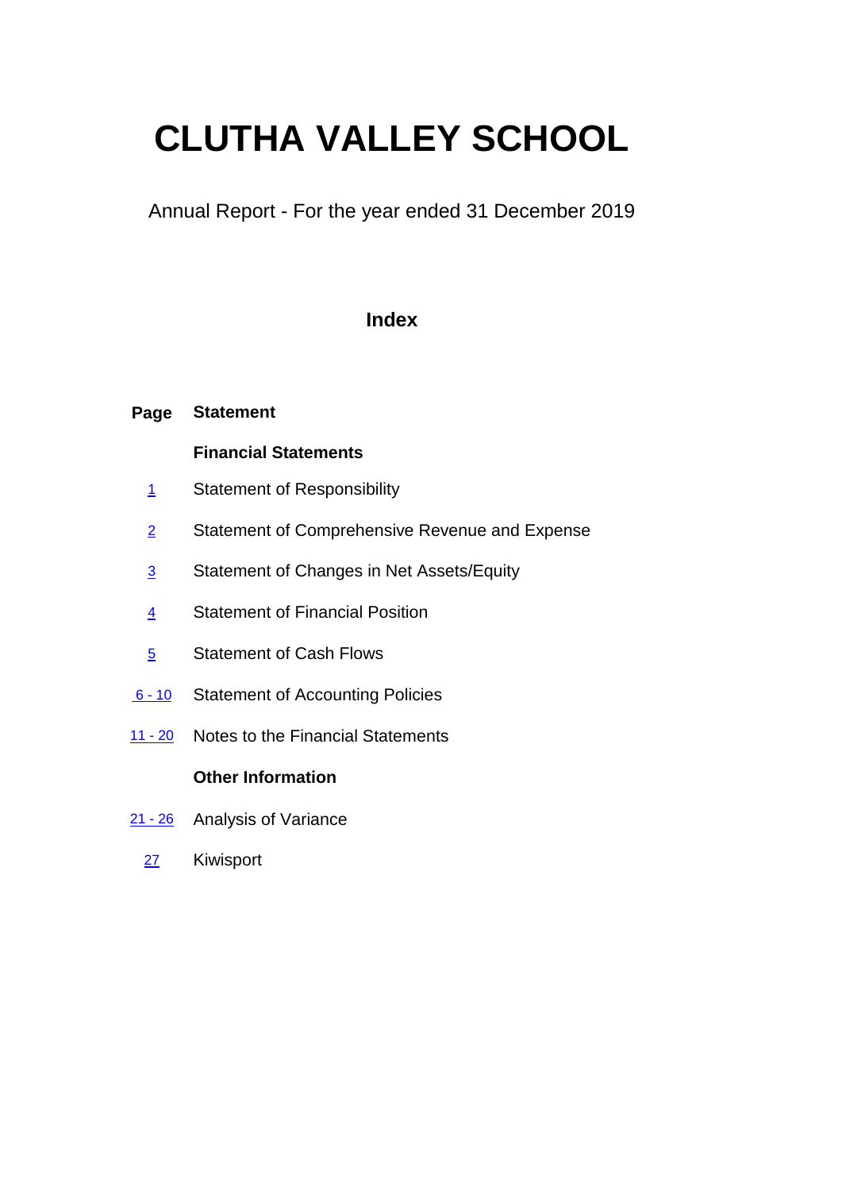# CLUTHA VALLEY SCHOOL

Annual Report - For the year ended 31 December 2019

## Index

| Page | Statement |
|---|---|
| | **Financial Statements** |
| 1 | Statement of Responsibility |
| 2 | Statement of Comprehensive Revenue and Expense |
| 3 | Statement of Changes in Net Assets/Equity |
| 4 | Statement of Financial Position |
| 5 | Statement of Cash Flows |
| 6 - 10 | Statement of Accounting Policies |
| 11 - 20 | Notes to the Financial Statements |
| | **Other Information** |
| 21 - 26 | Analysis of Variance |
| 27 | Kiwisport |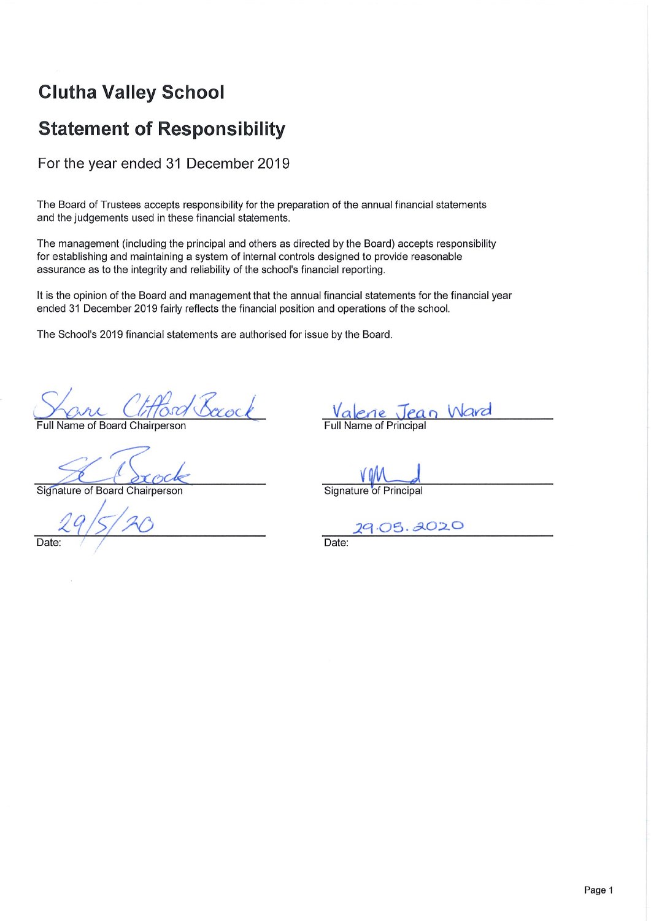# Clutha Valley School

## Statement of Responsibility

For the year ended 31 December 2019

The Board of Trustees accepts responsibility for the preparation of the annual financial statements and the judgements used in these financial statements.

The management (including the principal and others as directed by the Board) accepts responsibility for establishing and maintaining a system of internal controls designed to provide reasonable assurance as to the integrity and reliability of the school's financial reporting.

It is the opinion of the Board and management that the annual financial statements for the financial year ended 31 December 2019 fairly reflects the financial position and operations of the school.

The School's 2019 financial statements are authorised for issue by the Board.

| | |
|---|---|
| Shane Clifford Brock | Valerie Jean Ward |
| Full Name of Board Chairperson | Full Name of Principal |
| *(signature)* | *(signature)* |
| Signature of Board Chairperson | Signature of Principal |
| 29/5/20 | 29.05.2020 |
| Date: | Date: |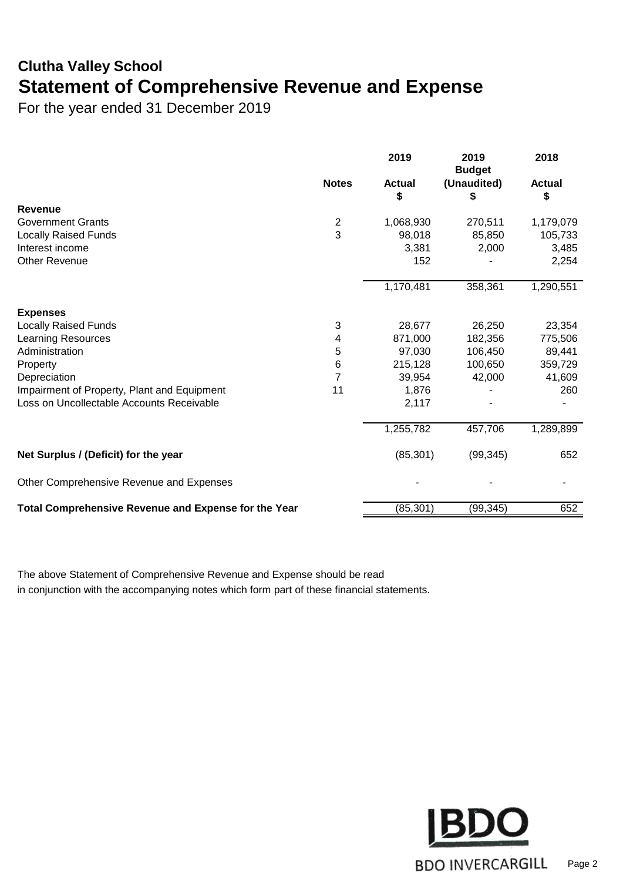# Clutha Valley School

## Statement of Comprehensive Revenue and Expense

For the year ended 31 December 2019

| | Notes | 2019 Actual $ | 2019 Budget (Unaudited) $ | 2018 Actual $ |
|---|---|---|---|---|
| **Revenue** | | | | |
| Government Grants | 2 | 1,068,930 | 270,511 | 1,179,079 |
| Locally Raised Funds | 3 | 98,018 | 85,850 | 105,733 |
| Interest income | | 3,381 | 2,000 | 3,485 |
| Other Revenue | | 152 | - | 2,254 |
| | | 1,170,481 | 358,361 | 1,290,551 |
| **Expenses** | | | | |
| Locally Raised Funds | 3 | 28,677 | 26,250 | 23,354 |
| Learning Resources | 4 | 871,000 | 182,356 | 775,506 |
| Administration | 5 | 97,030 | 106,450 | 89,441 |
| Property | 6 | 215,128 | 100,650 | 359,729 |
| Depreciation | 7 | 39,954 | 42,000 | 41,609 |
| Impairment of Property, Plant and Equipment | 11 | 1,876 | - | 260 |
| Loss on Uncollectable Accounts Receivable | | 2,117 | - | - |
| | | 1,255,782 | 457,706 | 1,289,899 |
| **Net Surplus / (Deficit) for the year** | | (85,301) | (99,345) | 652 |
| Other Comprehensive Revenue and Expenses | | - | - | - |
| **Total Comprehensive Revenue and Expense for the Year** | | (85,301) | (99,345) | 652 |

The above Statement of Comprehensive Revenue and Expense should be read in conjunction with the accompanying notes which form part of these financial statements.

BDO INVERCARGILL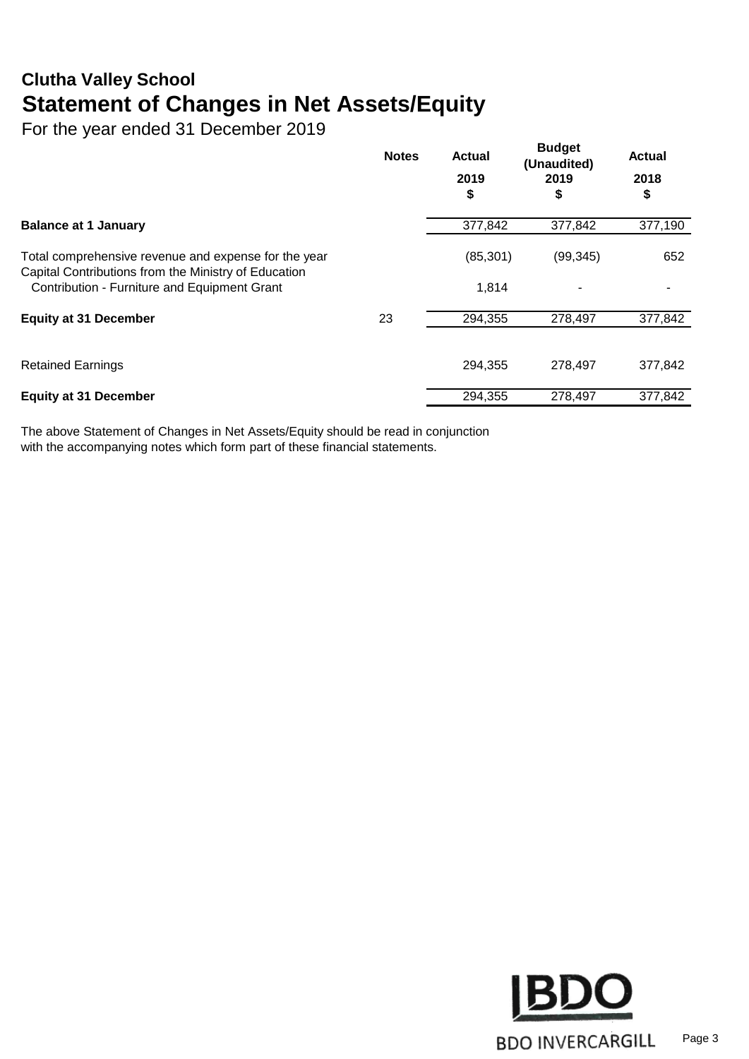# Clutha Valley School

## Statement of Changes in Net Assets/Equity

For the year ended 31 December 2019

| | Notes | Actual 2019 $ | Budget (Unaudited) 2019 $ | Actual 2018 $ |
|---|---|---|---|---|
| **Balance at 1 January** | | 377,842 | 377,842 | 377,190 |
| Total comprehensive revenue and expense for the year | | (85,301) | (99,345) | 652 |
| Capital Contributions from the Ministry of Education | | | | |
| Contribution - Furniture and Equipment Grant | | 1,814 | - | - |
| **Equity at 31 December** | 23 | 294,355 | 278,497 | 377,842 |
| | | | | |
| Retained Earnings | | 294,355 | 278,497 | 377,842 |
| **Equity at 31 December** | | 294,355 | 278,497 | 377,842 |

The above Statement of Changes in Net Assets/Equity should be read in conjunction with the accompanying notes which form part of these financial statements.

BDO INVERCARGILL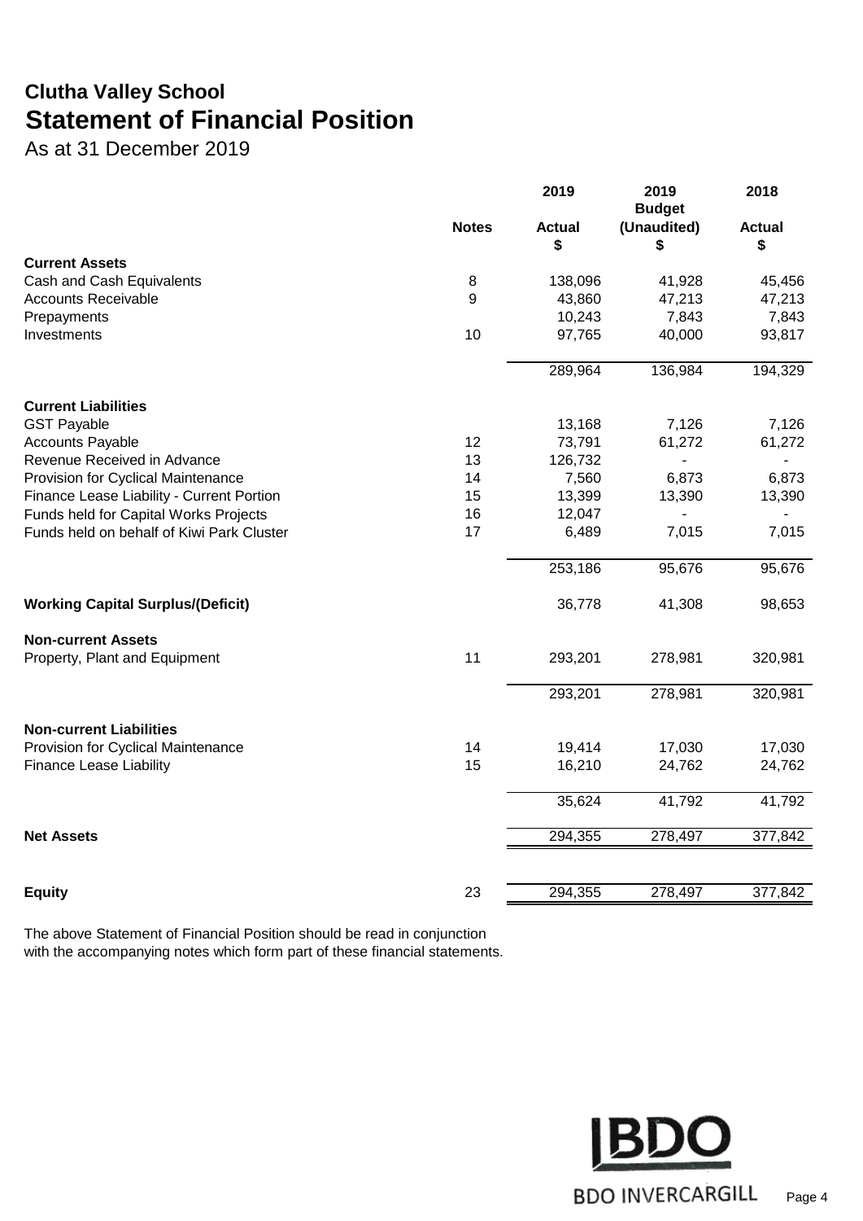# Clutha Valley School

## Statement of Financial Position

As at 31 December 2019

| | Notes | 2019 Actual $ | 2019 Budget (Unaudited) $ | 2018 Actual $ |
|---|---|---|---|---|
| **Current Assets** | | | | |
| Cash and Cash Equivalents | 8 | 138,096 | 41,928 | 45,456 |
| Accounts Receivable | 9 | 43,860 | 47,213 | 47,213 |
| Prepayments | | 10,243 | 7,843 | 7,843 |
| Investments | 10 | 97,765 | 40,000 | 93,817 |
| | | 289,964 | 136,984 | 194,329 |
| **Current Liabilities** | | | | |
| GST Payable | | 13,168 | 7,126 | 7,126 |
| Accounts Payable | 12 | 73,791 | 61,272 | 61,272 |
| Revenue Received in Advance | 13 | 126,732 | - | - |
| Provision for Cyclical Maintenance | 14 | 7,560 | 6,873 | 6,873 |
| Finance Lease Liability - Current Portion | 15 | 13,399 | 13,390 | 13,390 |
| Funds held for Capital Works Projects | 16 | 12,047 | - | - |
| Funds held on behalf of Kiwi Park Cluster | 17 | 6,489 | 7,015 | 7,015 |
| | | 253,186 | 95,676 | 95,676 |
| **Working Capital Surplus/(Deficit)** | | 36,778 | 41,308 | 98,653 |
| **Non-current Assets** | | | | |
| Property, Plant and Equipment | 11 | 293,201 | 278,981 | 320,981 |
| | | 293,201 | 278,981 | 320,981 |
| **Non-current Liabilities** | | | | |
| Provision for Cyclical Maintenance | 14 | 19,414 | 17,030 | 17,030 |
| Finance Lease Liability | 15 | 16,210 | 24,762 | 24,762 |
| | | 35,624 | 41,792 | 41,792 |
| **Net Assets** | | 294,355 | 278,497 | 377,842 |
| **Equity** | 23 | 294,355 | 278,497 | 377,842 |

The above Statement of Financial Position should be read in conjunction with the accompanying notes which form part of these financial statements.

BDO INVERCARGILL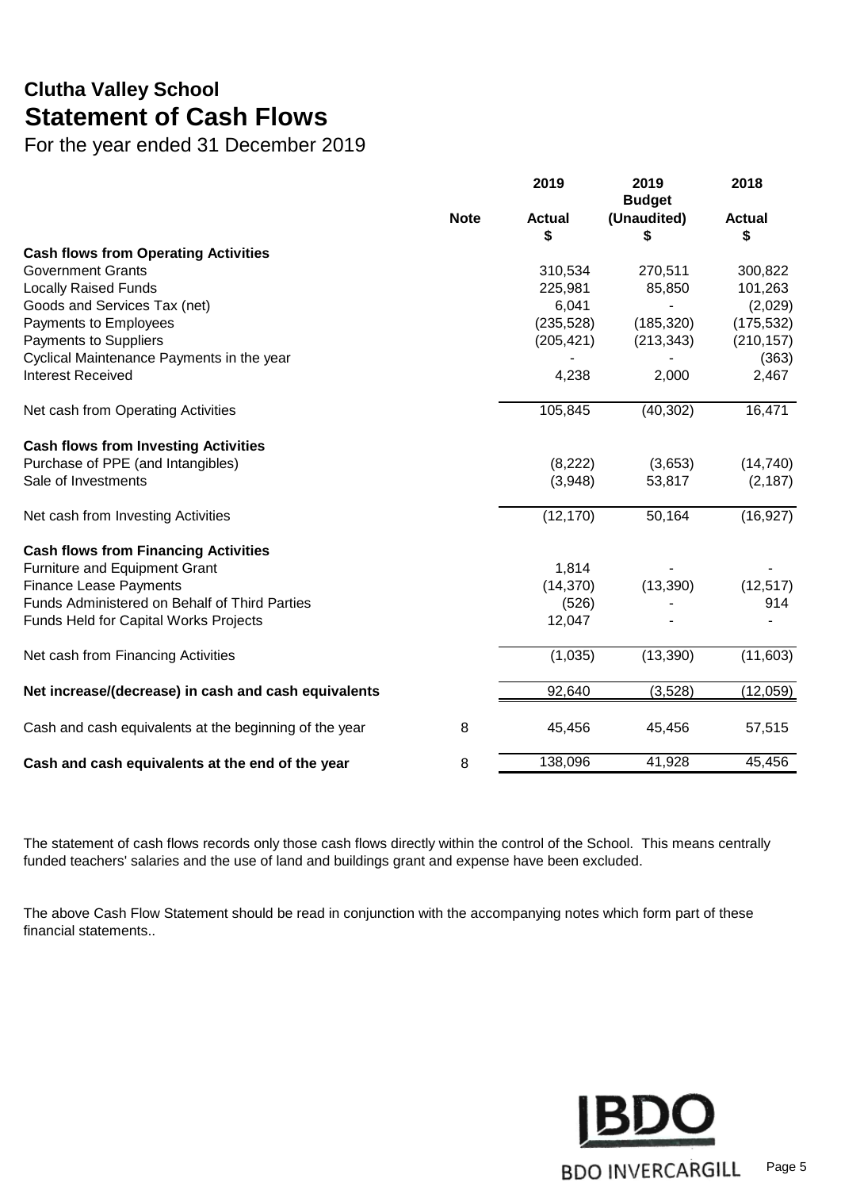# Clutha Valley School
## Statement of Cash Flows
For the year ended 31 December 2019

| | Note | 2019 Actual $ | 2019 Budget (Unaudited) $ | 2018 Actual $ |
|---|---|---|---|---|
| **Cash flows from Operating Activities** | | | | |
| Government Grants | | 310,534 | 270,511 | 300,822 |
| Locally Raised Funds | | 225,981 | 85,850 | 101,263 |
| Goods and Services Tax (net) | | 6,041 | - | (2,029) |
| Payments to Employees | | (235,528) | (185,320) | (175,532) |
| Payments to Suppliers | | (205,421) | (213,343) | (210,157) |
| Cyclical Maintenance Payments in the year | | - | - | (363) |
| Interest Received | | 4,238 | 2,000 | 2,467 |
| Net cash from Operating Activities | | 105,845 | (40,302) | 16,471 |
| **Cash flows from Investing Activities** | | | | |
| Purchase of PPE (and Intangibles) | | (8,222) | (3,653) | (14,740) |
| Sale of Investments | | (3,948) | 53,817 | (2,187) |
| Net cash from Investing Activities | | (12,170) | 50,164 | (16,927) |
| **Cash flows from Financing Activities** | | | | |
| Furniture and Equipment Grant | | 1,814 | - | - |
| Finance Lease Payments | | (14,370) | (13,390) | (12,517) |
| Funds Administered on Behalf of Third Parties | | (526) | - | 914 |
| Funds Held for Capital Works Projects | | 12,047 | - | - |
| Net cash from Financing Activities | | (1,035) | (13,390) | (11,603) |
| **Net increase/(decrease) in cash and cash equivalents** | | 92,640 | (3,528) | (12,059) |
| Cash and cash equivalents at the beginning of the year | 8 | 45,456 | 45,456 | 57,515 |
| **Cash and cash equivalents at the end of the year** | 8 | 138,096 | 41,928 | 45,456 |

The statement of cash flows records only those cash flows directly within the control of the School. This means centrally funded teachers' salaries and the use of land and buildings grant and expense have been excluded.

The above Cash Flow Statement should be read in conjunction with the accompanying notes which form part of these financial statements..

BDO INVERCARGILL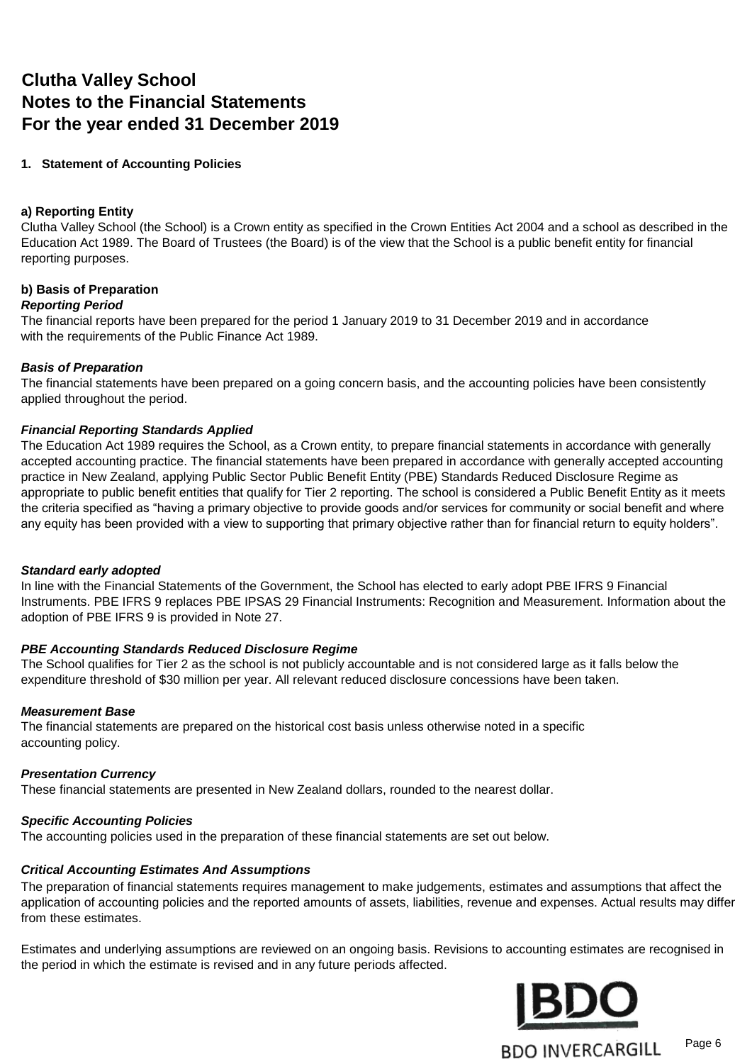# Clutha Valley School
# Notes to the Financial Statements
# For the year ended 31 December 2019

## 1. Statement of Accounting Policies

**a) Reporting Entity**

Clutha Valley School (the School) is a Crown entity as specified in the Crown Entities Act 2004 and a school as described in the Education Act 1989. The Board of Trustees (the Board) is of the view that the School is a public benefit entity for financial reporting purposes.

**b) Basis of Preparation**

***Reporting Period***

The financial reports have been prepared for the period 1 January 2019 to 31 December 2019 and in accordance with the requirements of the Public Finance Act 1989.

***Basis of Preparation***

The financial statements have been prepared on a going concern basis, and the accounting policies have been consistently applied throughout the period.

***Financial Reporting Standards Applied***

The Education Act 1989 requires the School, as a Crown entity, to prepare financial statements in accordance with generally accepted accounting practice. The financial statements have been prepared in accordance with generally accepted accounting practice in New Zealand, applying Public Sector Public Benefit Entity (PBE) Standards Reduced Disclosure Regime as appropriate to public benefit entities that qualify for Tier 2 reporting. The school is considered a Public Benefit Entity as it meets the criteria specified as "having a primary objective to provide goods and/or services for community or social benefit and where any equity has been provided with a view to supporting that primary objective rather than for financial return to equity holders".

***Standard early adopted***

In line with the Financial Statements of the Government, the School has elected to early adopt PBE IFRS 9 Financial Instruments. PBE IFRS 9 replaces PBE IPSAS 29 Financial Instruments: Recognition and Measurement. Information about the adoption of PBE IFRS 9 is provided in Note 27.

***PBE Accounting Standards Reduced Disclosure Regime***

The School qualifies for Tier 2 as the school is not publicly accountable and is not considered large as it falls below the expenditure threshold of $30 million per year. All relevant reduced disclosure concessions have been taken.

***Measurement Base***

The financial statements are prepared on the historical cost basis unless otherwise noted in a specific accounting policy.

***Presentation Currency***

These financial statements are presented in New Zealand dollars, rounded to the nearest dollar.

***Specific Accounting Policies***

The accounting policies used in the preparation of these financial statements are set out below.

***Critical Accounting Estimates And Assumptions***

The preparation of financial statements requires management to make judgements, estimates and assumptions that affect the application of accounting policies and the reported amounts of assets, liabilities, revenue and expenses. Actual results may differ from these estimates.

Estimates and underlying assumptions are reviewed on an ongoing basis. Revisions to accounting estimates are recognised in the period in which the estimate is revised and in any future periods affected.

BDO INVERCARGILL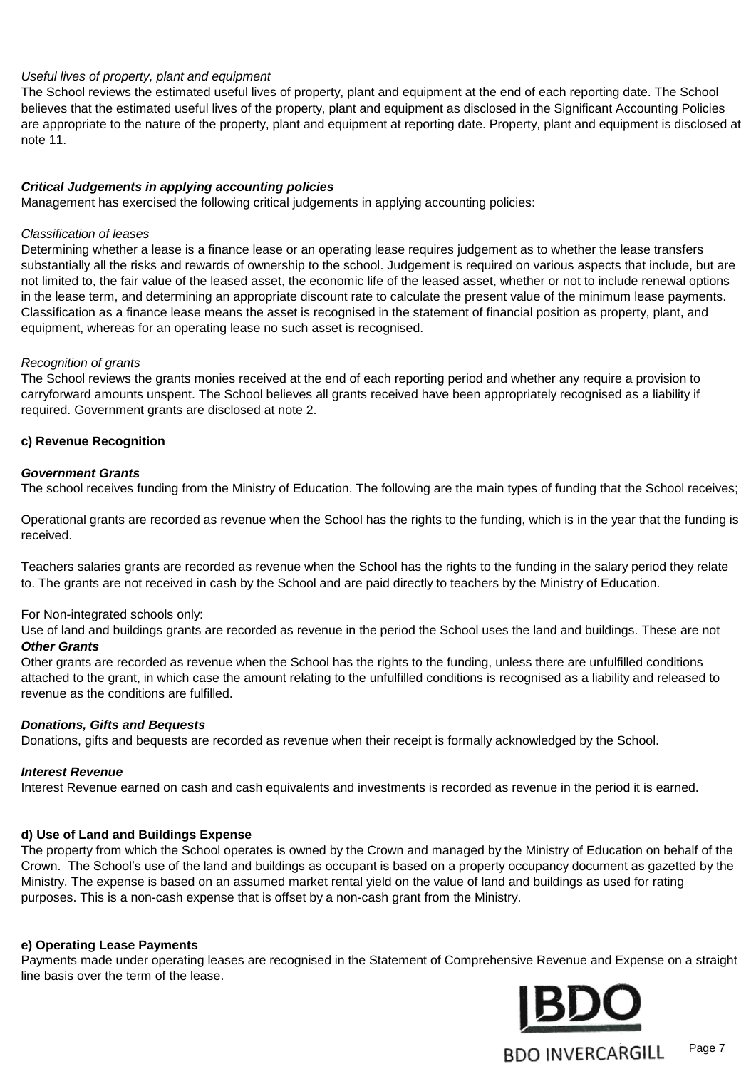*Useful lives of property, plant and equipment*
The School reviews the estimated useful lives of property, plant and equipment at the end of each reporting date. The School believes that the estimated useful lives of the property, plant and equipment as disclosed in the Significant Accounting Policies are appropriate to the nature of the property, plant and equipment at reporting date. Property, plant and equipment is disclosed at note 11.

***Critical Judgements in applying accounting policies***
Management has exercised the following critical judgements in applying accounting policies:

*Classification of leases*
Determining whether a lease is a finance lease or an operating lease requires judgement as to whether the lease transfers substantially all the risks and rewards of ownership to the school. Judgement is required on various aspects that include, but are not limited to, the fair value of the leased asset, the economic life of the leased asset, whether or not to include renewal options in the lease term, and determining an appropriate discount rate to calculate the present value of the minimum lease payments. Classification as a finance lease means the asset is recognised in the statement of financial position as property, plant, and equipment, whereas for an operating lease no such asset is recognised.

*Recognition of grants*
The School reviews the grants monies received at the end of each reporting period and whether any require a provision to carryforward amounts unspent. The School believes all grants received have been appropriately recognised as a liability if required. Government grants are disclosed at note 2.

**c) Revenue Recognition**

***Government Grants***
The school receives funding from the Ministry of Education. The following are the main types of funding that the School receives;

Operational grants are recorded as revenue when the School has the rights to the funding, which is in the year that the funding is received.

Teachers salaries grants are recorded as revenue when the School has the rights to the funding in the salary period they relate to. The grants are not received in cash by the School and are paid directly to teachers by the Ministry of Education.

For Non-integrated schools only:
Use of land and buildings grants are recorded as revenue in the period the School uses the land and buildings. These are not
***Other Grants***
Other grants are recorded as revenue when the School has the rights to the funding, unless there are unfulfilled conditions attached to the grant, in which case the amount relating to the unfulfilled conditions is recognised as a liability and released to revenue as the conditions are fulfilled.

***Donations, Gifts and Bequests***
Donations, gifts and bequests are recorded as revenue when their receipt is formally acknowledged by the School.

***Interest Revenue***
Interest Revenue earned on cash and cash equivalents and investments is recorded as revenue in the period it is earned.

**d) Use of Land and Buildings Expense**
The property from which the School operates is owned by the Crown and managed by the Ministry of Education on behalf of the Crown. The School's use of the land and buildings as occupant is based on a property occupancy document as gazetted by the Ministry. The expense is based on an assumed market rental yield on the value of land and buildings as used for rating purposes. This is a non-cash expense that is offset by a non-cash grant from the Ministry.

**e) Operating Lease Payments**
Payments made under operating leases are recognised in the Statement of Comprehensive Revenue and Expense on a straight line basis over the term of the lease.

BDO INVERCARGILL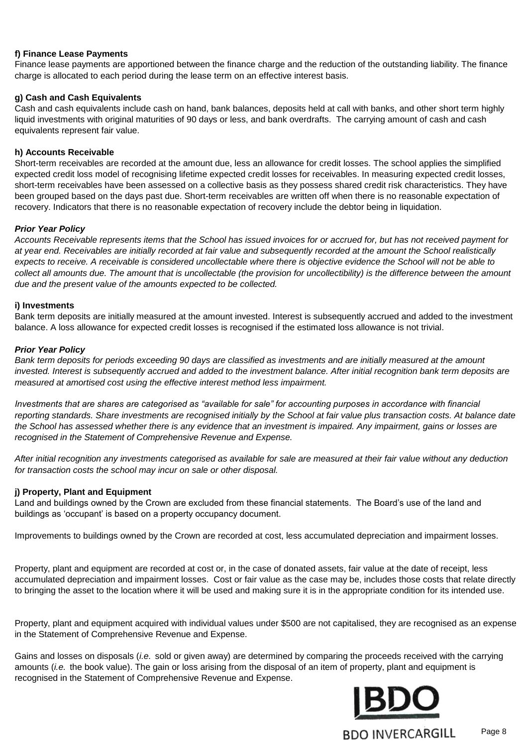**f) Finance Lease Payments**
Finance lease payments are apportioned between the finance charge and the reduction of the outstanding liability. The finance charge is allocated to each period during the lease term on an effective interest basis.

**g) Cash and Cash Equivalents**
Cash and cash equivalents include cash on hand, bank balances, deposits held at call with banks, and other short term highly liquid investments with original maturities of 90 days or less, and bank overdrafts. The carrying amount of cash and cash equivalents represent fair value.

**h) Accounts Receivable**
Short-term receivables are recorded at the amount due, less an allowance for credit losses. The school applies the simplified expected credit loss model of recognising lifetime expected credit losses for receivables. In measuring expected credit losses, short-term receivables have been assessed on a collective basis as they possess shared credit risk characteristics. They have been grouped based on the days past due. Short-term receivables are written off when there is no reasonable expectation of recovery. Indicators that there is no reasonable expectation of recovery include the debtor being in liquidation.

***Prior Year Policy***
*Accounts Receivable represents items that the School has issued invoices for or accrued for, but has not received payment for at year end. Receivables are initially recorded at fair value and subsequently recorded at the amount the School realistically expects to receive. A receivable is considered uncollectable where there is objective evidence the School will not be able to collect all amounts due. The amount that is uncollectable (the provision for uncollectibility) is the difference between the amount due and the present value of the amounts expected to be collected.*

**i) Investments**
Bank term deposits are initially measured at the amount invested. Interest is subsequently accrued and added to the investment balance. A loss allowance for expected credit losses is recognised if the estimated loss allowance is not trivial.

***Prior Year Policy***
*Bank term deposits for periods exceeding 90 days are classified as investments and are initially measured at the amount invested. Interest is subsequently accrued and added to the investment balance. After initial recognition bank term deposits are measured at amortised cost using the effective interest method less impairment.*

*Investments that are shares are categorised as "available for sale" for accounting purposes in accordance with financial reporting standards. Share investments are recognised initially by the School at fair value plus transaction costs. At balance date the School has assessed whether there is any evidence that an investment is impaired. Any impairment, gains or losses are recognised in the Statement of Comprehensive Revenue and Expense.*

*After initial recognition any investments categorised as available for sale are measured at their fair value without any deduction for transaction costs the school may incur on sale or other disposal.*

**j) Property, Plant and Equipment**
Land and buildings owned by the Crown are excluded from these financial statements. The Board's use of the land and buildings as 'occupant' is based on a property occupancy document.

Improvements to buildings owned by the Crown are recorded at cost, less accumulated depreciation and impairment losses.

Property, plant and equipment are recorded at cost or, in the case of donated assets, fair value at the date of receipt, less accumulated depreciation and impairment losses. Cost or fair value as the case may be, includes those costs that relate directly to bringing the asset to the location where it will be used and making sure it is in the appropriate condition for its intended use.

Property, plant and equipment acquired with individual values under $500 are not capitalised, they are recognised as an expense in the Statement of Comprehensive Revenue and Expense.

Gains and losses on disposals (*i.e.* sold or given away) are determined by comparing the proceeds received with the carrying amounts (*i.e.* the book value). The gain or loss arising from the disposal of an item of property, plant and equipment is recognised in the Statement of Comprehensive Revenue and Expense.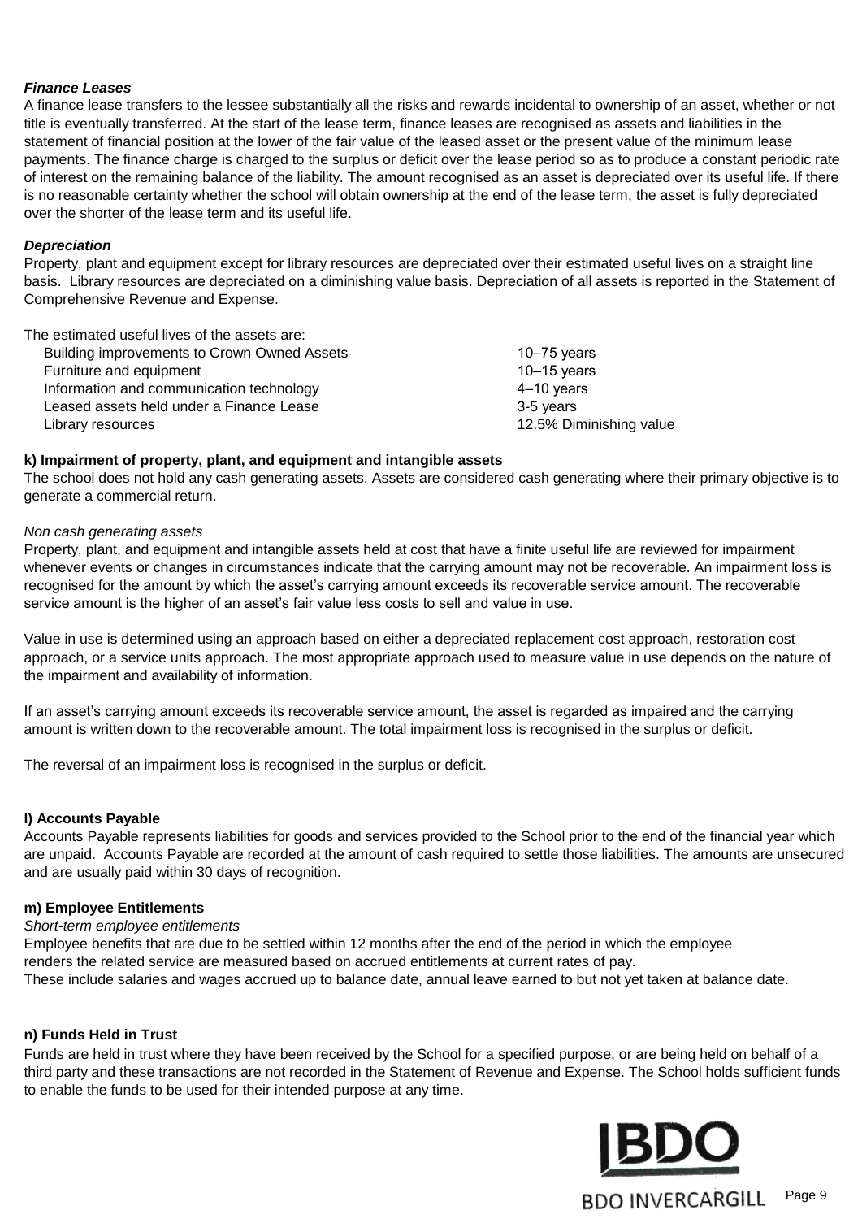***Finance Leases***

A finance lease transfers to the lessee substantially all the risks and rewards incidental to ownership of an asset, whether or not title is eventually transferred. At the start of the lease term, finance leases are recognised as assets and liabilities in the statement of financial position at the lower of the fair value of the leased asset or the present value of the minimum lease payments. The finance charge is charged to the surplus or deficit over the lease period so as to produce a constant periodic rate of interest on the remaining balance of the liability. The amount recognised as an asset is depreciated over its useful life. If there is no reasonable certainty whether the school will obtain ownership at the end of the lease term, the asset is fully depreciated over the shorter of the lease term and its useful life.

***Depreciation***

Property, plant and equipment except for library resources are depreciated over their estimated useful lives on a straight line basis. Library resources are depreciated on a diminishing value basis. Depreciation of all assets is reported in the Statement of Comprehensive Revenue and Expense.

The estimated useful lives of the assets are:

| | |
|---|---|
| Building improvements to Crown Owned Assets | 10–75 years |
| Furniture and equipment | 10–15 years |
| Information and communication technology | 4–10 years |
| Leased assets held under a Finance Lease | 3-5 years |
| Library resources | 12.5% Diminishing value |

**k) Impairment of property, plant, and equipment and intangible assets**

The school does not hold any cash generating assets. Assets are considered cash generating where their primary objective is to generate a commercial return.

*Non cash generating assets*

Property, plant, and equipment and intangible assets held at cost that have a finite useful life are reviewed for impairment whenever events or changes in circumstances indicate that the carrying amount may not be recoverable. An impairment loss is recognised for the amount by which the asset's carrying amount exceeds its recoverable service amount. The recoverable service amount is the higher of an asset's fair value less costs to sell and value in use.

Value in use is determined using an approach based on either a depreciated replacement cost approach, restoration cost approach, or a service units approach. The most appropriate approach used to measure value in use depends on the nature of the impairment and availability of information.

If an asset's carrying amount exceeds its recoverable service amount, the asset is regarded as impaired and the carrying amount is written down to the recoverable amount. The total impairment loss is recognised in the surplus or deficit.

The reversal of an impairment loss is recognised in the surplus or deficit.

**l) Accounts Payable**

Accounts Payable represents liabilities for goods and services provided to the School prior to the end of the financial year which are unpaid. Accounts Payable are recorded at the amount of cash required to settle those liabilities. The amounts are unsecured and are usually paid within 30 days of recognition.

**m) Employee Entitlements**

*Short-term employee entitlements*

Employee benefits that are due to be settled within 12 months after the end of the period in which the employee renders the related service are measured based on accrued entitlements at current rates of pay.
These include salaries and wages accrued up to balance date, annual leave earned to but not yet taken at balance date.

**n) Funds Held in Trust**

Funds are held in trust where they have been received by the School for a specified purpose, or are being held on behalf of a third party and these transactions are not recorded in the Statement of Revenue and Expense. The School holds sufficient funds to enable the funds to be used for their intended purpose at any time.

BDO INVERCARGILL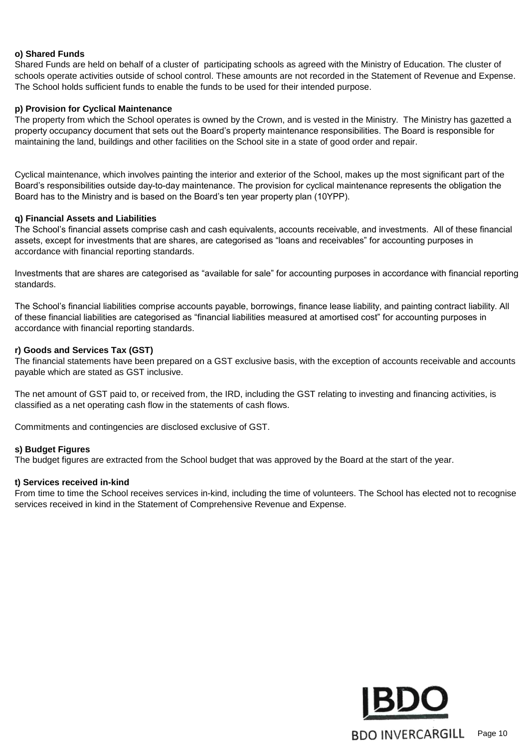**o) Shared Funds**
Shared Funds are held on behalf of a cluster of participating schools as agreed with the Ministry of Education. The cluster of schools operate activities outside of school control. These amounts are not recorded in the Statement of Revenue and Expense. The School holds sufficient funds to enable the funds to be used for their intended purpose.

**p) Provision for Cyclical Maintenance**
The property from which the School operates is owned by the Crown, and is vested in the Ministry. The Ministry has gazetted a property occupancy document that sets out the Board's property maintenance responsibilities. The Board is responsible for maintaining the land, buildings and other facilities on the School site in a state of good order and repair.

Cyclical maintenance, which involves painting the interior and exterior of the School, makes up the most significant part of the Board's responsibilities outside day-to-day maintenance. The provision for cyclical maintenance represents the obligation the Board has to the Ministry and is based on the Board's ten year property plan (10YPP).

**q) Financial Assets and Liabilities**
The School's financial assets comprise cash and cash equivalents, accounts receivable, and investments. All of these financial assets, except for investments that are shares, are categorised as "loans and receivables" for accounting purposes in accordance with financial reporting standards.

Investments that are shares are categorised as "available for sale" for accounting purposes in accordance with financial reporting standards.

The School's financial liabilities comprise accounts payable, borrowings, finance lease liability, and painting contract liability. All of these financial liabilities are categorised as "financial liabilities measured at amortised cost" for accounting purposes in accordance with financial reporting standards.

**r) Goods and Services Tax (GST)**
The financial statements have been prepared on a GST exclusive basis, with the exception of accounts receivable and accounts payable which are stated as GST inclusive.

The net amount of GST paid to, or received from, the IRD, including the GST relating to investing and financing activities, is classified as a net operating cash flow in the statements of cash flows.

Commitments and contingencies are disclosed exclusive of GST.

**s) Budget Figures**
The budget figures are extracted from the School budget that was approved by the Board at the start of the year.

**t) Services received in-kind**
From time to time the School receives services in-kind, including the time of volunteers. The School has elected not to recognise services received in kind in the Statement of Comprehensive Revenue and Expense.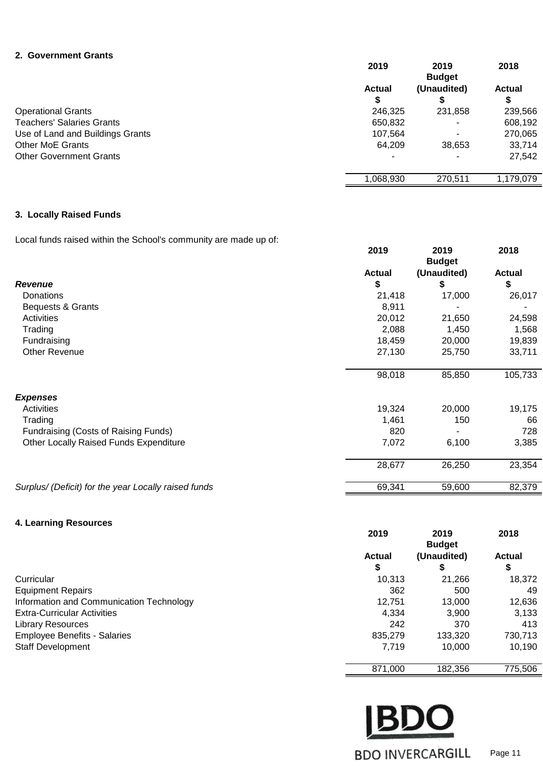## 2. Government Grants

| | 2019 Actual $ | 2019 Budget (Unaudited) $ | 2018 Actual $ |
|---|---|---|---|
| Operational Grants | 246,325 | 231,858 | 239,566 |
| Teachers' Salaries Grants | 650,832 | - | 608,192 |
| Use of Land and Buildings Grants | 107,564 | - | 270,065 |
| Other MoE Grants | 64,209 | 38,653 | 33,714 |
| Other Government Grants | - | - | 27,542 |
| | 1,068,930 | 270,511 | 1,179,079 |

## 3. Locally Raised Funds

Local funds raised within the School's community are made up of:

| | 2019 Actual $ | 2019 Budget (Unaudited) $ | 2018 Actual $ |
|---|---|---|---|
| ***Revenue*** | | | |
| Donations | 21,418 | 17,000 | 26,017 |
| Bequests & Grants | 8,911 | - | - |
| Activities | 20,012 | 21,650 | 24,598 |
| Trading | 2,088 | 1,450 | 1,568 |
| Fundraising | 18,459 | 20,000 | 19,839 |
| Other Revenue | 27,130 | 25,750 | 33,711 |
| | 98,018 | 85,850 | 105,733 |
| ***Expenses*** | | | |
| Activities | 19,324 | 20,000 | 19,175 |
| Trading | 1,461 | 150 | 66 |
| Fundraising (Costs of Raising Funds) | 820 | - | 728 |
| Other Locally Raised Funds Expenditure | 7,072 | 6,100 | 3,385 |
| | 28,677 | 26,250 | 23,354 |
| *Surplus/ (Deficit) for the year Locally raised funds* | 69,341 | 59,600 | 82,379 |

## 4. Learning Resources

| | 2019 Actual $ | 2019 Budget (Unaudited) $ | 2018 Actual $ |
|---|---|---|---|
| Curricular | 10,313 | 21,266 | 18,372 |
| Equipment Repairs | 362 | 500 | 49 |
| Information and Communication Technology | 12,751 | 13,000 | 12,636 |
| Extra-Curricular Activities | 4,334 | 3,900 | 3,133 |
| Library Resources | 242 | 370 | 413 |
| Employee Benefits - Salaries | 835,279 | 133,320 | 730,713 |
| Staff Development | 7,719 | 10,000 | 10,190 |
| | 871,000 | 182,356 | 775,506 |

BDO INVERCARGILL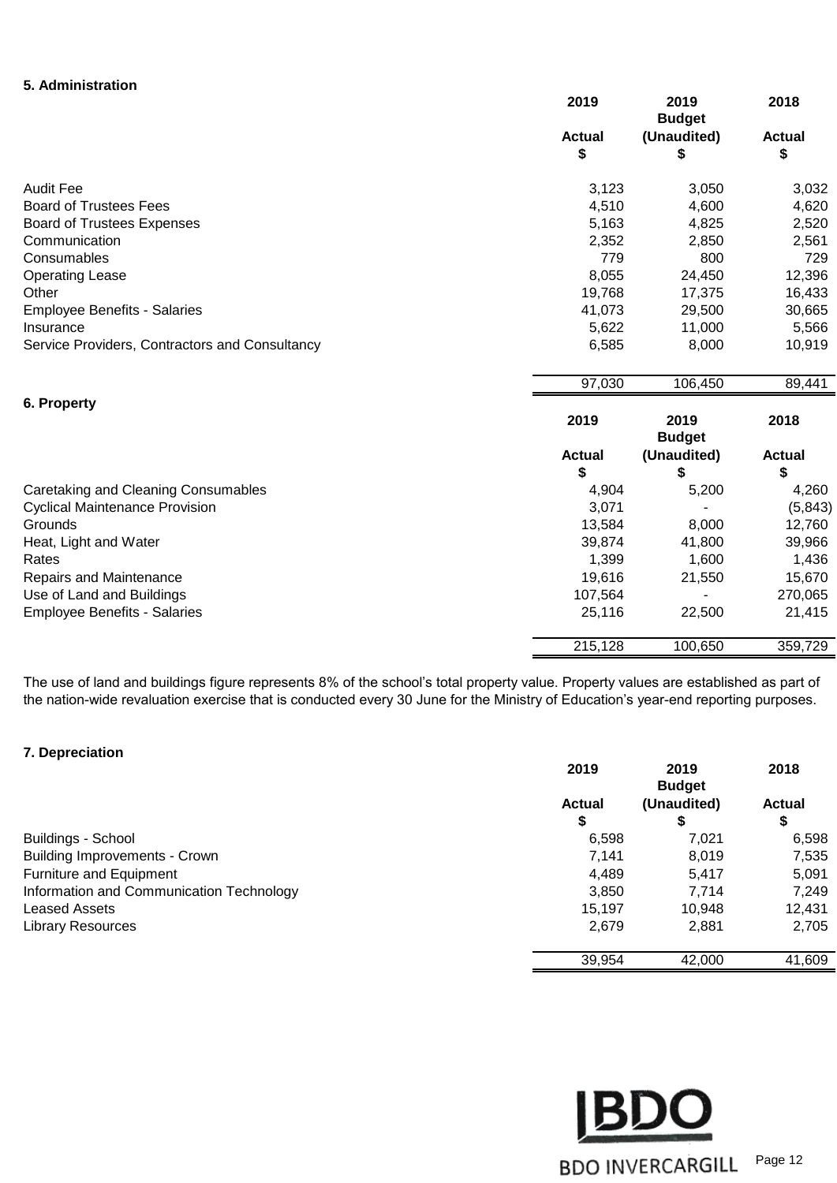### 5. Administration

| | 2019 Actual $ | 2019 Budget (Unaudited) $ | 2018 Actual $ |
|---|---|---|---|
| Audit Fee | 3,123 | 3,050 | 3,032 |
| Board of Trustees Fees | 4,510 | 4,600 | 4,620 |
| Board of Trustees Expenses | 5,163 | 4,825 | 2,520 |
| Communication | 2,352 | 2,850 | 2,561 |
| Consumables | 779 | 800 | 729 |
| Operating Lease | 8,055 | 24,450 | 12,396 |
| Other | 19,768 | 17,375 | 16,433 |
| Employee Benefits - Salaries | 41,073 | 29,500 | 30,665 |
| Insurance | 5,622 | 11,000 | 5,566 |
| Service Providers, Contractors and Consultancy | 6,585 | 8,000 | 10,919 |
| | 97,030 | 106,450 | 89,441 |

### 6. Property

| | 2019 Actual $ | 2019 Budget (Unaudited) $ | 2018 Actual $ |
|---|---|---|---|
| Caretaking and Cleaning Consumables | 4,904 | 5,200 | 4,260 |
| Cyclical Maintenance Provision | 3,071 | - | (5,843) |
| Grounds | 13,584 | 8,000 | 12,760 |
| Heat, Light and Water | 39,874 | 41,800 | 39,966 |
| Rates | 1,399 | 1,600 | 1,436 |
| Repairs and Maintenance | 19,616 | 21,550 | 15,670 |
| Use of Land and Buildings | 107,564 | - | 270,065 |
| Employee Benefits - Salaries | 25,116 | 22,500 | 21,415 |
| | 215,128 | 100,650 | 359,729 |

The use of land and buildings figure represents 8% of the school's total property value. Property values are established as part of the nation-wide revaluation exercise that is conducted every 30 June for the Ministry of Education's year-end reporting purposes.

### 7. Depreciation

| | 2019 Actual $ | 2019 Budget (Unaudited) $ | 2018 Actual $ |
|---|---|---|---|
| Buildings - School | 6,598 | 7,021 | 6,598 |
| Building Improvements - Crown | 7,141 | 8,019 | 7,535 |
| Furniture and Equipment | 4,489 | 5,417 | 5,091 |
| Information and Communication Technology | 3,850 | 7,714 | 7,249 |
| Leased Assets | 15,197 | 10,948 | 12,431 |
| Library Resources | 2,679 | 2,881 | 2,705 |
| | 39,954 | 42,000 | 41,609 |

BDO INVERCARGILL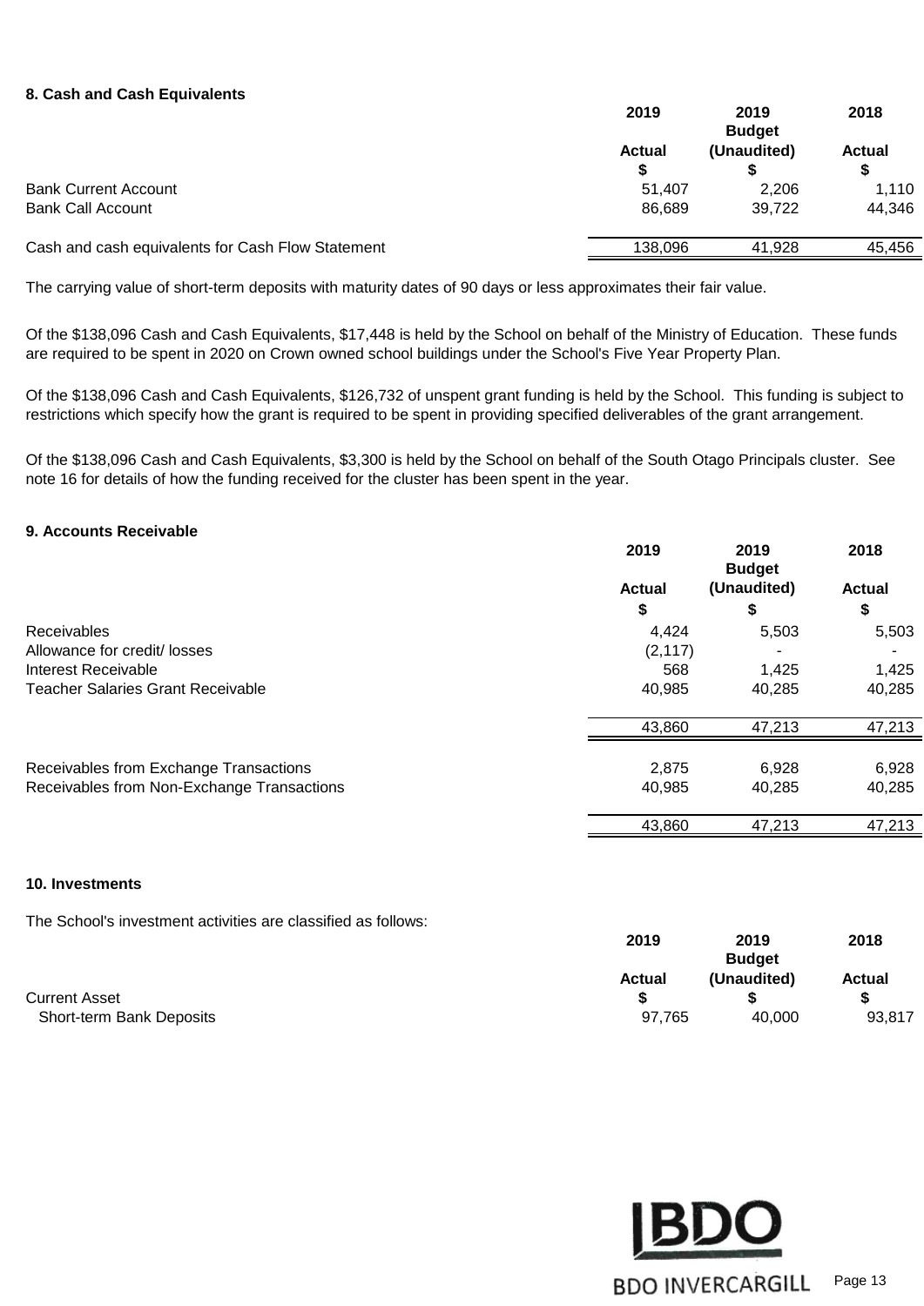## 8. Cash and Cash Equivalents

| | 2019 Actual $ | 2019 Budget (Unaudited) $ | 2018 Actual $ |
|---|---|---|---|
| Bank Current Account | 51,407 | 2,206 | 1,110 |
| Bank Call Account | 86,689 | 39,722 | 44,346 |
| Cash and cash equivalents for Cash Flow Statement | 138,096 | 41,928 | 45,456 |

The carrying value of short-term deposits with maturity dates of 90 days or less approximates their fair value.

Of the $138,096 Cash and Cash Equivalents, $17,448 is held by the School on behalf of the Ministry of Education. These funds are required to be spent in 2020 on Crown owned school buildings under the School's Five Year Property Plan.

Of the $138,096 Cash and Cash Equivalents, $126,732 of unspent grant funding is held by the School. This funding is subject to restrictions which specify how the grant is required to be spent in providing specified deliverables of the grant arrangement.

Of the $138,096 Cash and Cash Equivalents, $3,300 is held by the School on behalf of the South Otago Principals cluster. See note 16 for details of how the funding received for the cluster has been spent in the year.

## 9. Accounts Receivable

| | 2019 Actual $ | 2019 Budget (Unaudited) $ | 2018 Actual $ |
|---|---|---|---|
| Receivables | 4,424 | 5,503 | 5,503 |
| Allowance for credit/ losses | (2,117) | - | - |
| Interest Receivable | 568 | 1,425 | 1,425 |
| Teacher Salaries Grant Receivable | 40,985 | 40,285 | 40,285 |
| | 43,860 | 47,213 | 47,213 |
| Receivables from Exchange Transactions | 2,875 | 6,928 | 6,928 |
| Receivables from Non-Exchange Transactions | 40,985 | 40,285 | 40,285 |
| | 43,860 | 47,213 | 47,213 |

## 10. Investments

The School's investment activities are classified as follows:

| | 2019 Actual $ | 2019 Budget (Unaudited) $ | 2018 Actual $ |
|---|---|---|---|
| Current Asset | | | |
| Short-term Bank Deposits | 97,765 | 40,000 | 93,817 |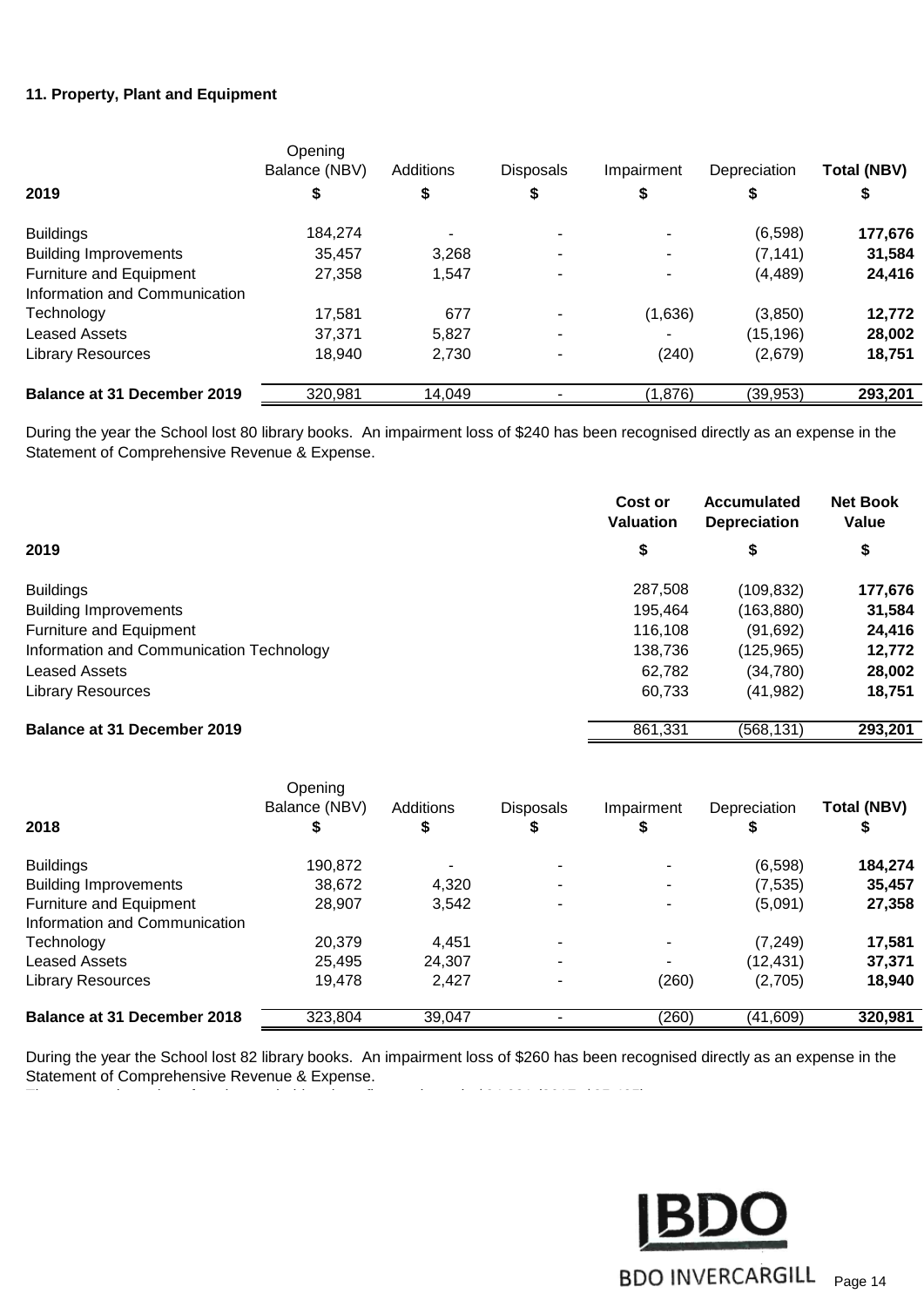### 11. Property, Plant and Equipment

| 2019 | Opening Balance (NBV) $ | Additions $ | Disposals $ | Impairment $ | Depreciation $ | **Total (NBV) $** |
|---|---|---|---|---|---|---|
| Buildings | 184,274 | - | - | - | (6,598) | **177,676** |
| Building Improvements | 35,457 | 3,268 | - | - | (7,141) | **31,584** |
| Furniture and Equipment | 27,358 | 1,547 | - | - | (4,489) | **24,416** |
| Information and Communication Technology | 17,581 | 677 | - | (1,636) | (3,850) | **12,772** |
| Leased Assets | 37,371 | 5,827 | - | - | (15,196) | **28,002** |
| Library Resources | 18,940 | 2,730 | - | (240) | (2,679) | **18,751** |
| **Balance at 31 December 2019** | 320,981 | 14,049 | - | (1,876) | (39,953) | **293,201** |

During the year the School lost 80 library books. An impairment loss of $240 has been recognised directly as an expense in the Statement of Comprehensive Revenue & Expense.

| 2019 | **Cost or Valuation $** | **Accumulated Depreciation $** | **Net Book Value $** |
|---|---|---|---|
| Buildings | 287,508 | (109,832) | **177,676** |
| Building Improvements | 195,464 | (163,880) | **31,584** |
| Furniture and Equipment | 116,108 | (91,692) | **24,416** |
| Information and Communication Technology | 138,736 | (125,965) | **12,772** |
| Leased Assets | 62,782 | (34,780) | **28,002** |
| Library Resources | 60,733 | (41,982) | **18,751** |
| **Balance at 31 December 2019** | 861,331 | (568,131) | **293,201** |

| 2018 | Opening Balance (NBV) $ | Additions $ | Disposals $ | Impairment $ | Depreciation $ | **Total (NBV) $** |
|---|---|---|---|---|---|---|
| Buildings | 190,872 | - | - | - | (6,598) | **184,274** |
| Building Improvements | 38,672 | 4,320 | - | - | (7,535) | **35,457** |
| Furniture and Equipment | 28,907 | 3,542 | - | - | (5,091) | **27,358** |
| Information and Communication Technology | 20,379 | 4,451 | - | - | (7,249) | **17,581** |
| Leased Assets | 25,495 | 24,307 | - | - | (12,431) | **37,371** |
| Library Resources | 19,478 | 2,427 | - | (260) | (2,705) | **18,940** |
| **Balance at 31 December 2018** | 323,804 | 39,047 | - | (260) | (41,609) | **320,981** |

During the year the School lost 82 library books. An impairment loss of $260 has been recognised directly as an expense in the Statement of Comprehensive Revenue & Expense.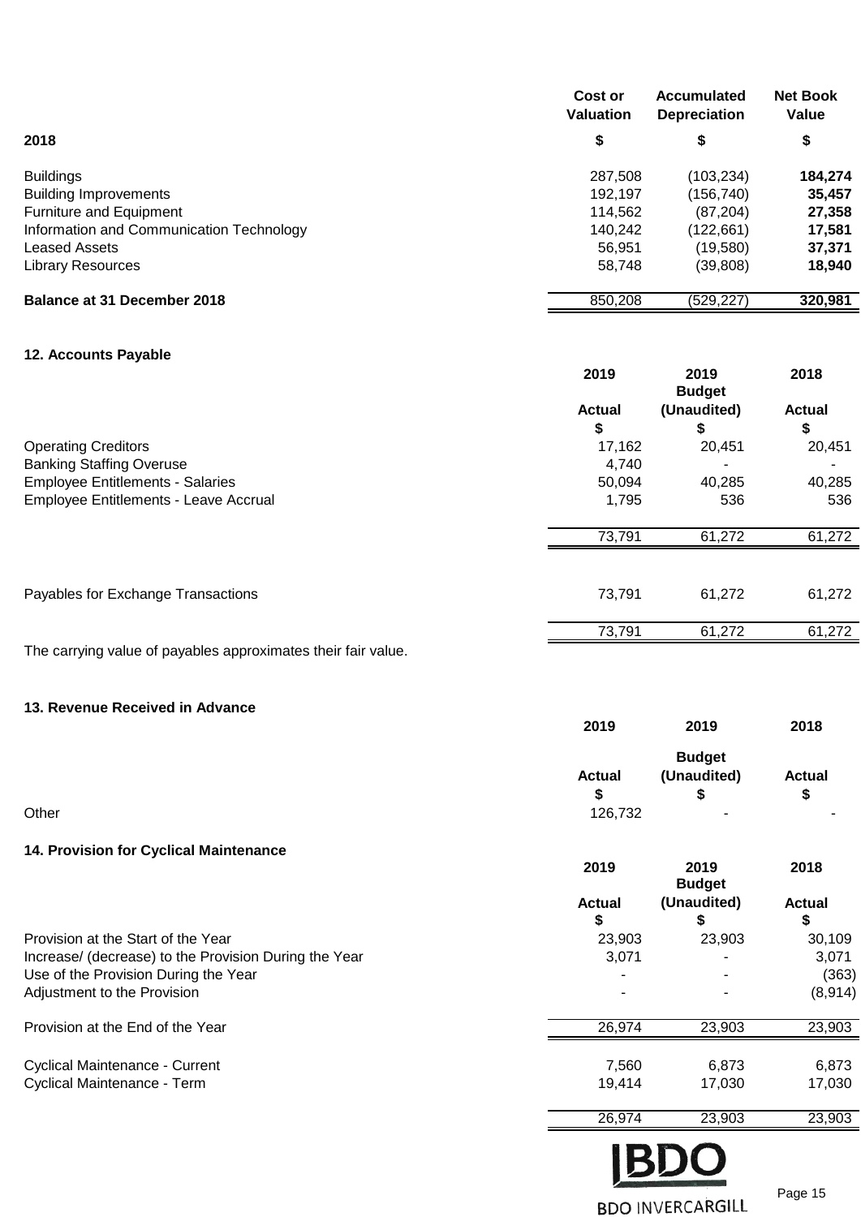| 2018 | Cost or Valuation<br>$ | Accumulated Depreciation<br>$ | Net Book Value<br>$ |
|---|---|---|---|
| Buildings | 287,508 | (103,234) | **184,274** |
| Building Improvements | 192,197 | (156,740) | **35,457** |
| Furniture and Equipment | 114,562 | (87,204) | **27,358** |
| Information and Communication Technology | 140,242 | (122,661) | **17,581** |
| Leased Assets | 56,951 | (19,580) | **37,371** |
| Library Resources | 58,748 | (39,808) | **18,940** |
| **Balance at 31 December 2018** | 850,208 | (529,227) | **320,981** |

## 12. Accounts Payable

| | 2019<br>Actual<br>$ | 2019<br>Budget<br>(Unaudited)<br>$ | 2018<br>Actual<br>$ |
|---|---|---|---|
| Operating Creditors | 17,162 | 20,451 | 20,451 |
| Banking Staffing Overuse | 4,740 | - | - |
| Employee Entitlements - Salaries | 50,094 | 40,285 | 40,285 |
| Employee Entitlements - Leave Accrual | 1,795 | 536 | 536 |
| | 73,791 | 61,272 | 61,272 |
| Payables for Exchange Transactions | 73,791 | 61,272 | 61,272 |
| | 73,791 | 61,272 | 61,272 |

The carrying value of payables approximates their fair value.

## 13. Revenue Received in Advance

| | 2019<br>Actual<br>$ | 2019<br>Budget<br>(Unaudited)<br>$ | 2018<br>Actual<br>$ |
|---|---|---|---|
| Other | 126,732 | - | - |

## 14. Provision for Cyclical Maintenance

| | 2019<br>Actual<br>$ | 2019<br>Budget<br>(Unaudited)<br>$ | 2018<br>Actual<br>$ |
|---|---|---|---|
| Provision at the Start of the Year | 23,903 | 23,903 | 30,109 |
| Increase/ (decrease) to the Provision During the Year | 3,071 | - | 3,071 |
| Use of the Provision During the Year | - | - | (363) |
| Adjustment to the Provision | - | - | (8,914) |
| Provision at the End of the Year | 26,974 | 23,903 | 23,903 |
| Cyclical Maintenance - Current | 7,560 | 6,873 | 6,873 |
| Cyclical Maintenance - Term | 19,414 | 17,030 | 17,030 |
| | 26,974 | 23,903 | 23,903 |

BDO INVERCARGILL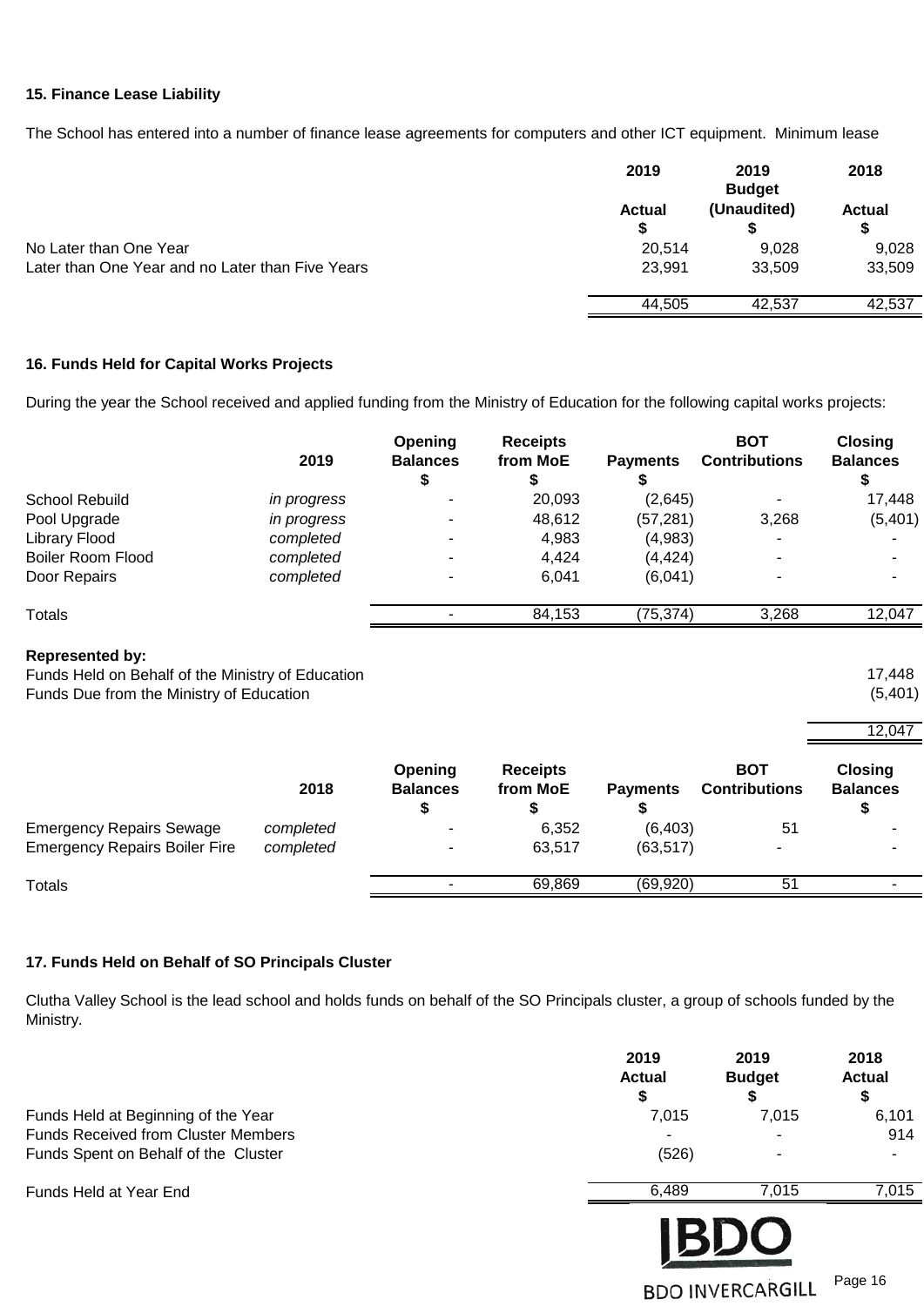### 15. Finance Lease Liability

The School has entered into a number of finance lease agreements for computers and other ICT equipment. Minimum lease

| | 2019<br>Actual<br>$ | 2019<br>Budget<br>(Unaudited)<br>$ | 2018<br>Actual<br>$ |
|---|---|---|---|
| No Later than One Year | 20,514 | 9,028 | 9,028 |
| Later than One Year and no Later than Five Years | 23,991 | 33,509 | 33,509 |
| | 44,505 | 42,537 | 42,537 |

### 16. Funds Held for Capital Works Projects

During the year the School received and applied funding from the Ministry of Education for the following capital works projects:

| | 2019 | Opening Balances<br>$ | Receipts from MoE<br>$ | Payments<br>$ | BOT Contributions | Closing Balances<br>$ |
|---|---|---|---|---|---|---|
| School Rebuild | *in progress* | - | 20,093 | (2,645) | - | 17,448 |
| Pool Upgrade | *in progress* | - | 48,612 | (57,281) | 3,268 | (5,401) |
| Library Flood | *completed* | - | 4,983 | (4,983) | - | - |
| Boiler Room Flood | *completed* | - | 4,424 | (4,424) | - | - |
| Door Repairs | *completed* | - | 6,041 | (6,041) | - | - |
| Totals | | - | 84,153 | (75,374) | 3,268 | 12,047 |

**Represented by:**

| | |
|---|---|
| Funds Held on Behalf of the Ministry of Education | 17,448 |
| Funds Due from the Ministry of Education | (5,401) |
| | 12,047 |

| | 2018 | Opening Balances<br>$ | Receipts from MoE<br>$ | Payments<br>$ | BOT Contributions | Closing Balances<br>$ |
|---|---|---|---|---|---|---|
| Emergency Repairs Sewage | *completed* | - | 6,352 | (6,403) | 51 | - |
| Emergency Repairs Boiler Fire | *completed* | - | 63,517 | (63,517) | - | - |
| Totals | | - | 69,869 | (69,920) | 51 | - |

### 17. Funds Held on Behalf of SO Principals Cluster

Clutha Valley School is the lead school and holds funds on behalf of the SO Principals cluster, a group of schools funded by the Ministry.

| | 2019<br>Actual<br>$ | 2019<br>Budget<br>$ | 2018<br>Actual<br>$ |
|---|---|---|---|
| Funds Held at Beginning of the Year | 7,015 | 7,015 | 6,101 |
| Funds Received from Cluster Members | - | - | 914 |
| Funds Spent on Behalf of the Cluster | (526) | - | - |
| Funds Held at Year End | 6,489 | 7,015 | 7,015 |

BDO INVERCARGILL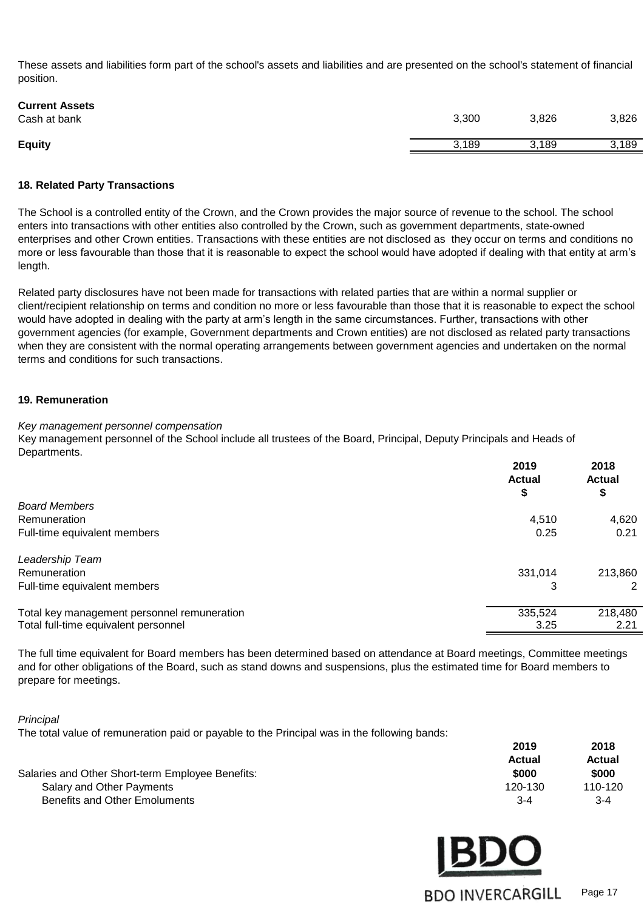These assets and liabilities form part of the school's assets and liabilities and are presented on the school's statement of financial position.

| | | | |
|---|---|---|---|
| **Current Assets** | | | |
| Cash at bank | 3,300 | 3,826 | 3,826 |
| **Equity** | 3,189 | 3,189 | 3,189 |

**18. Related Party Transactions**

The School is a controlled entity of the Crown, and the Crown provides the major source of revenue to the school. The school enters into transactions with other entities also controlled by the Crown, such as government departments, state-owned enterprises and other Crown entities. Transactions with these entities are not disclosed as they occur on terms and conditions no more or less favourable than those that it is reasonable to expect the school would have adopted if dealing with that entity at arm's length.

Related party disclosures have not been made for transactions with related parties that are within a normal supplier or client/recipient relationship on terms and condition no more or less favourable than those that it is reasonable to expect the school would have adopted in dealing with the party at arm's length in the same circumstances. Further, transactions with other government agencies (for example, Government departments and Crown entities) are not disclosed as related party transactions when they are consistent with the normal operating arrangements between government agencies and undertaken on the normal terms and conditions for such transactions.

**19. Remuneration**

*Key management personnel compensation*

Key management personnel of the School include all trustees of the Board, Principal, Deputy Principals and Heads of Departments.

| | 2019 Actual $ | 2018 Actual $ |
|---|---|---|
| *Board Members* | | |
| Remuneration | 4,510 | 4,620 |
| Full-time equivalent members | 0.25 | 0.21 |
| *Leadership Team* | | |
| Remuneration | 331,014 | 213,860 |
| Full-time equivalent members | 3 | 2 |
| Total key management personnel remuneration | 335,524 | 218,480 |
| Total full-time equivalent personnel | 3.25 | 2.21 |

The full time equivalent for Board members has been determined based on attendance at Board meetings, Committee meetings and for other obligations of the Board, such as stand downs and suspensions, plus the estimated time for Board members to prepare for meetings.

*Principal*

The total value of remuneration paid or payable to the Principal was in the following bands:

| | 2019 Actual $000 | 2018 Actual $000 |
|---|---|---|
| Salaries and Other Short-term Employee Benefits: | | |
| Salary and Other Payments | 120-130 | 110-120 |
| Benefits and Other Emoluments | 3-4 | 3-4 |

BDO INVERCARGILL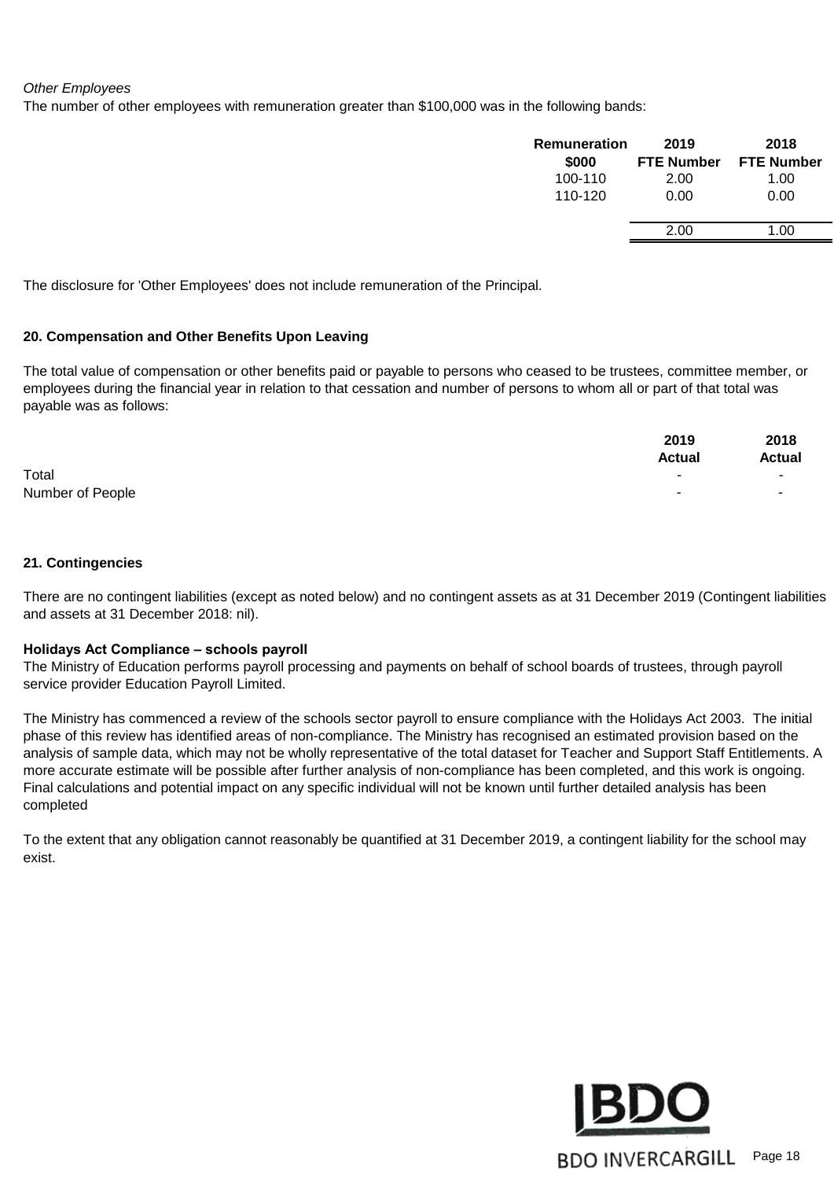*Other Employees*

The number of other employees with remuneration greater than $100,000 was in the following bands:

| Remuneration $000 | 2019 FTE Number | 2018 FTE Number |
|---|---|---|
| 100-110 | 2.00 | 1.00 |
| 110-120 | 0.00 | 0.00 |
| | 2.00 | 1.00 |

The disclosure for 'Other Employees' does not include remuneration of the Principal.

**20. Compensation and Other Benefits Upon Leaving**

The total value of compensation or other benefits paid or payable to persons who ceased to be trustees, committee member, or employees during the financial year in relation to that cessation and number of persons to whom all or part of that total was payable was as follows:

| | 2019 Actual | 2018 Actual |
|---|---|---|
| Total | - | - |
| Number of People | - | - |

**21. Contingencies**

There are no contingent liabilities (except as noted below) and no contingent assets as at 31 December 2019 (Contingent liabilities and assets at 31 December 2018: nil).

**Holidays Act Compliance – schools payroll**

The Ministry of Education performs payroll processing and payments on behalf of school boards of trustees, through payroll service provider Education Payroll Limited.

The Ministry has commenced a review of the schools sector payroll to ensure compliance with the Holidays Act 2003. The initial phase of this review has identified areas of non-compliance. The Ministry has recognised an estimated provision based on the analysis of sample data, which may not be wholly representative of the total dataset for Teacher and Support Staff Entitlements. A more accurate estimate will be possible after further analysis of non-compliance has been completed, and this work is ongoing. Final calculations and potential impact on any specific individual will not be known until further detailed analysis has been completed

To the extent that any obligation cannot reasonably be quantified at 31 December 2019, a contingent liability for the school may exist.

BDO INVERCARGILL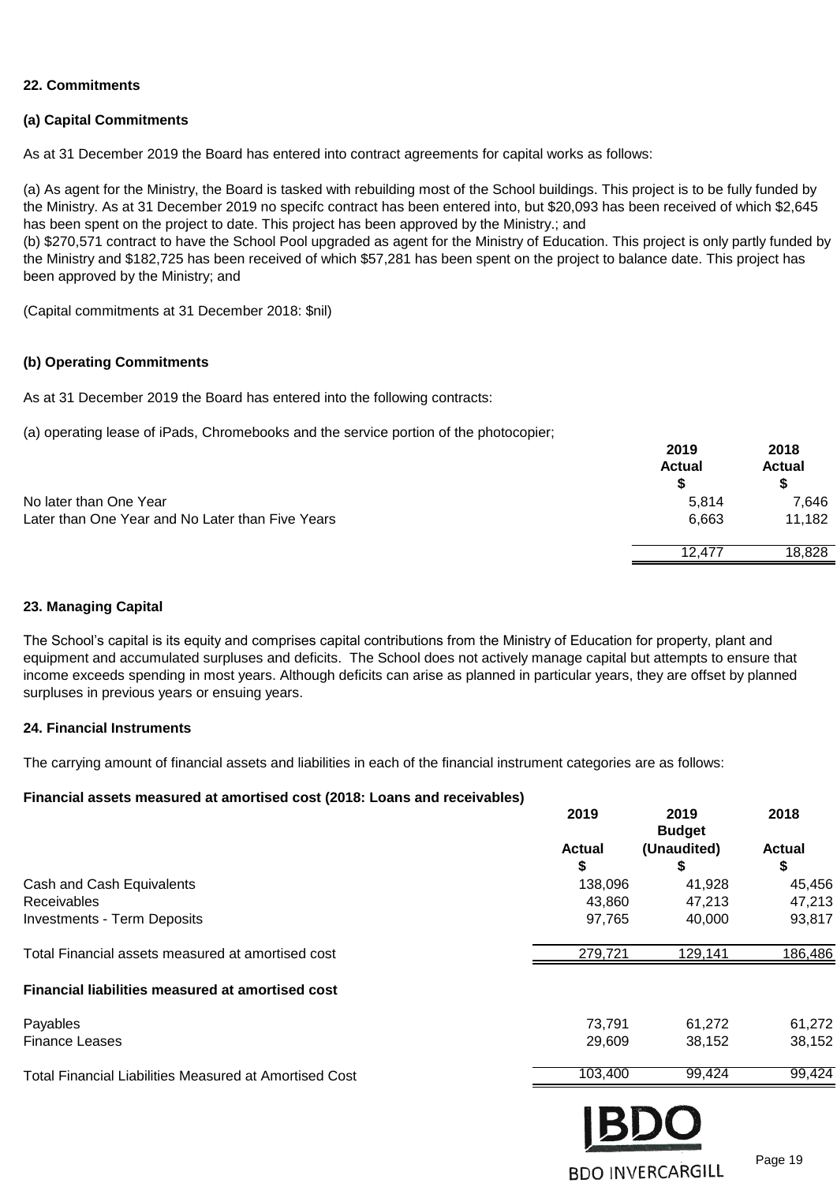## 22. Commitments

### (a) Capital Commitments

As at 31 December 2019 the Board has entered into contract agreements for capital works as follows:

(a) As agent for the Ministry, the Board is tasked with rebuilding most of the School buildings. This project is to be fully funded by the Ministry. As at 31 December 2019 no specifc contract has been entered into, but $20,093 has been received of which $2,645 has been spent on the project to date. This project has been approved by the Ministry.; and
(b) $270,571 contract to have the School Pool upgraded as agent for the Ministry of Education. This project is only partly funded by the Ministry and $182,725 has been received of which $57,281 has been spent on the project to balance date. This project has been approved by the Ministry; and

(Capital commitments at 31 December 2018: $nil)

### (b) Operating Commitments

As at 31 December 2019 the Board has entered into the following contracts:

(a) operating lease of iPads, Chromebooks and the service portion of the photocopier;

| | 2019 Actual $ | 2018 Actual $ |
|---|---|---|
| No later than One Year | 5,814 | 7,646 |
| Later than One Year and No Later than Five Years | 6,663 | 11,182 |
| | 12,477 | 18,828 |

## 23. Managing Capital

The School's capital is its equity and comprises capital contributions from the Ministry of Education for property, plant and equipment and accumulated surpluses and deficits. The School does not actively manage capital but attempts to ensure that income exceeds spending in most years. Although deficits can arise as planned in particular years, they are offset by planned surpluses in previous years or ensuing years.

## 24. Financial Instruments

The carrying amount of financial assets and liabilities in each of the financial instrument categories are as follows:

| **Financial assets measured at amortised cost (2018: Loans and receivables)** | 2019 Actual $ | 2019 Budget (Unaudited) $ | 2018 Actual $ |
|---|---|---|---|
| Cash and Cash Equivalents | 138,096 | 41,928 | 45,456 |
| Receivables | 43,860 | 47,213 | 47,213 |
| Investments - Term Deposits | 97,765 | 40,000 | 93,817 |
| Total Financial assets measured at amortised cost | 279,721 | 129,141 | 186,486 |
| **Financial liabilities measured at amortised cost** | | | |
| Payables | 73,791 | 61,272 | 61,272 |
| Finance Leases | 29,609 | 38,152 | 38,152 |
| Total Financial Liabilities Measured at Amortised Cost | 103,400 | 99,424 | 99,424 |

BDO INVERCARGILL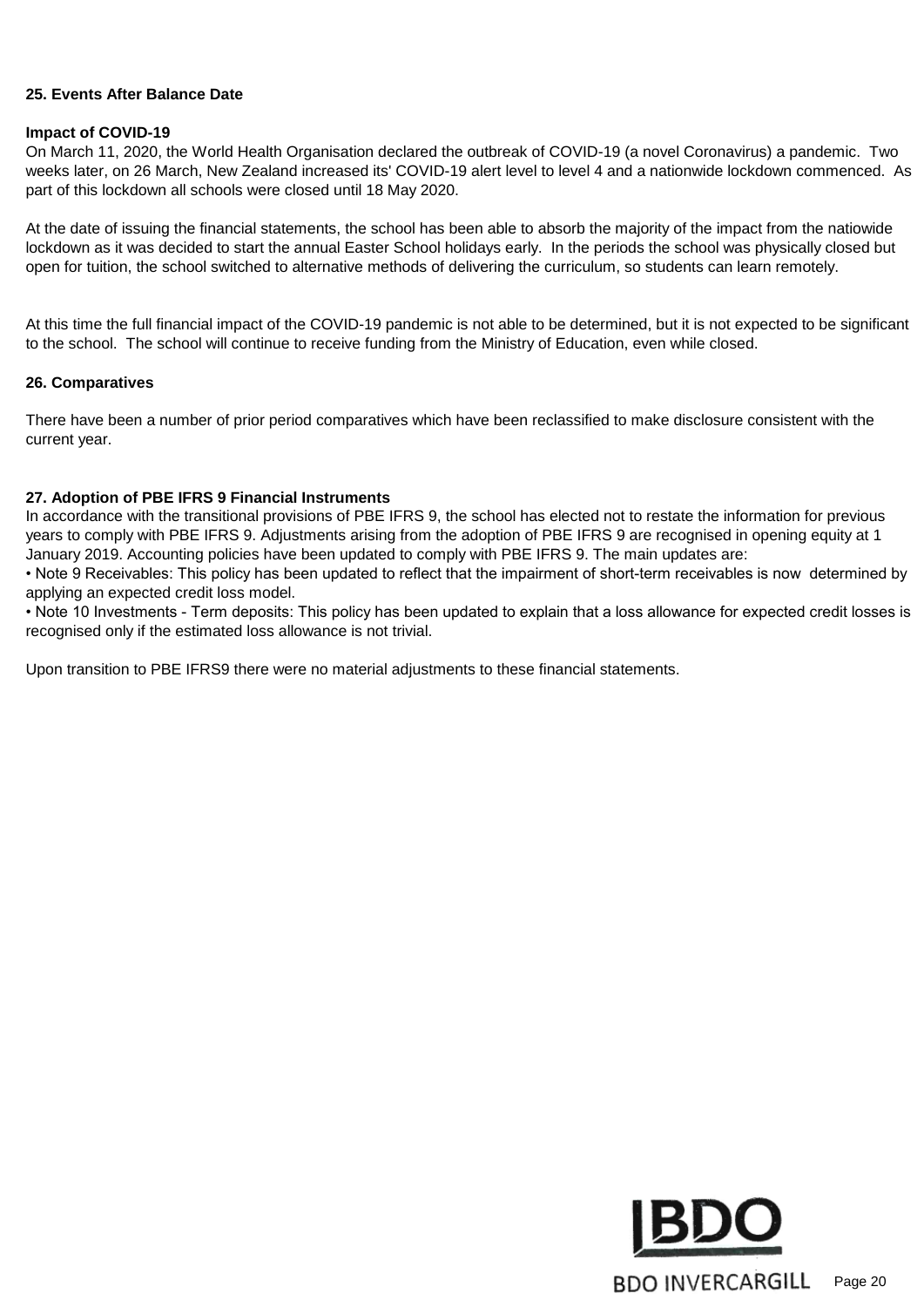## 25. Events After Balance Date

**Impact of COVID-19**

On March 11, 2020, the World Health Organisation declared the outbreak of COVID-19 (a novel Coronavirus) a pandemic. Two weeks later, on 26 March, New Zealand increased its' COVID-19 alert level to level 4 and a nationwide lockdown commenced. As part of this lockdown all schools were closed until 18 May 2020.

At the date of issuing the financial statements, the school has been able to absorb the majority of the impact from the natiowide lockdown as it was decided to start the annual Easter School holidays early. In the periods the school was physically closed but open for tuition, the school switched to alternative methods of delivering the curriculum, so students can learn remotely.

At this time the full financial impact of the COVID-19 pandemic is not able to be determined, but it is not expected to be significant to the school. The school will continue to receive funding from the Ministry of Education, even while closed.

## 26. Comparatives

There have been a number of prior period comparatives which have been reclassified to make disclosure consistent with the current year.

## 27. Adoption of PBE IFRS 9 Financial Instruments

In accordance with the transitional provisions of PBE IFRS 9, the school has elected not to restate the information for previous years to comply with PBE IFRS 9. Adjustments arising from the adoption of PBE IFRS 9 are recognised in opening equity at 1 January 2019. Accounting policies have been updated to comply with PBE IFRS 9. The main updates are:

- Note 9 Receivables: This policy has been updated to reflect that the impairment of short-term receivables is now determined by applying an expected credit loss model.
- Note 10 Investments - Term deposits: This policy has been updated to explain that a loss allowance for expected credit losses is recognised only if the estimated loss allowance is not trivial.

Upon transition to PBE IFRS9 there were no material adjustments to these financial statements.

BDO INVERCARGILL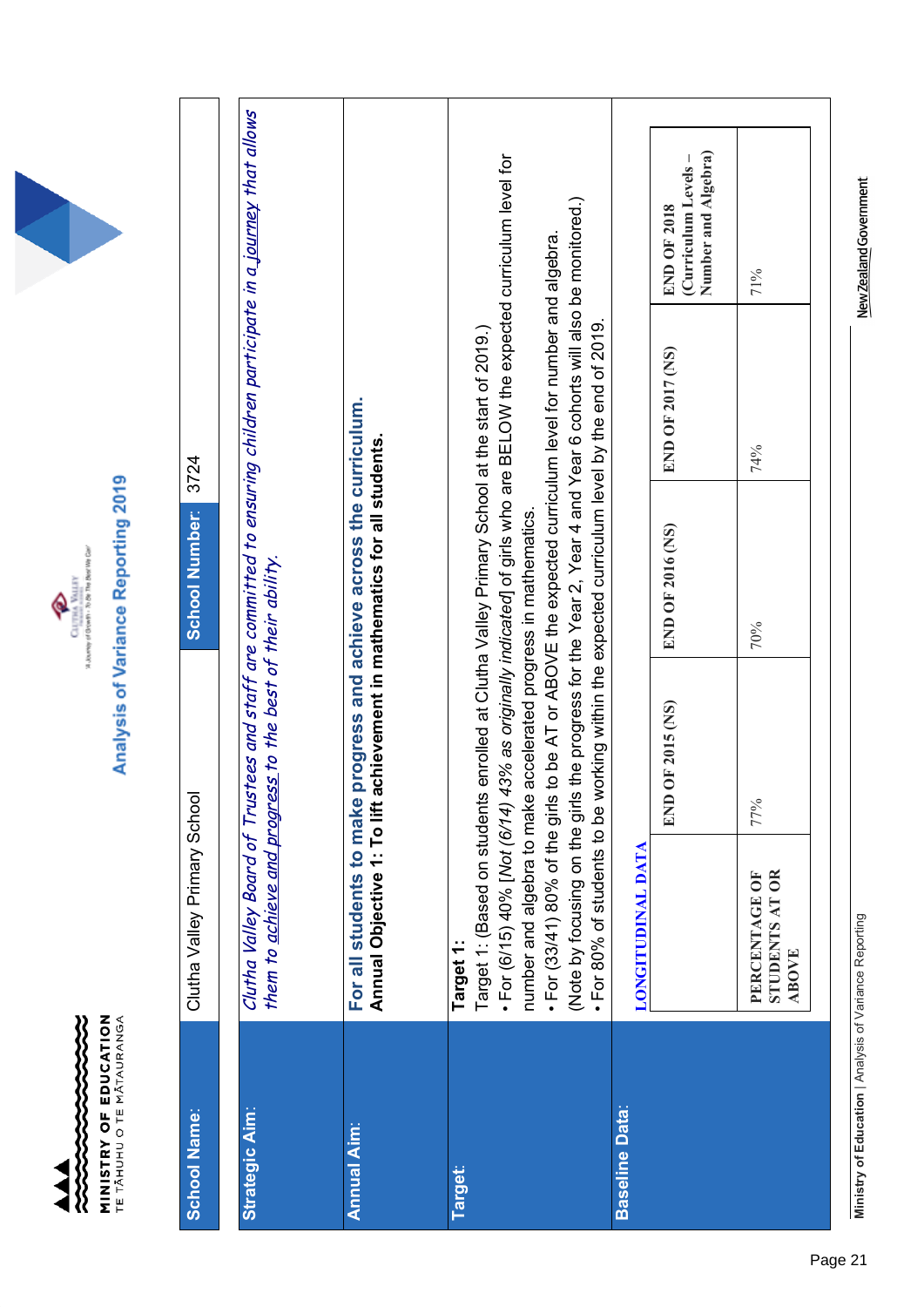# Analysis of Variance Reporting 2019

| | | | |
|---|---|---|---|
| **School Name:** | Clutha Valley Primary School | **School Number:** | 3724 |

| | |
|---|---|
| **Strategic Aim:** | *Clutha Valley Board of Trustees and staff are committed to ensuring children participate in a journey that allows them to achieve and progress to the best of their ability.* |
| **Annual Aim:** | **For all students to make progress and achieve across the curriculum.**<br>**Annual Objective 1: To lift achievement in mathematics for all students.** |
| **Target:** | **Target 1:**<br>Target 1: (Based on students enrolled at Clutha Valley Primary School at the start of 2019.)<br>• For (6/15) 40% [*Not (6/14) 43% as originally indicated*] of girls who are BELOW the expected curriculum level for number and algebra to make accelerated progress in mathematics.<br>• For (33/41) 80% of the girls to be AT or ABOVE the expected curriculum level for number and algebra.<br>(Note by focusing on the girls the progress for the Year 2, Year 4 and Year 6 cohorts will also be monitored.)<br>• For 80% of students to be working within the expected curriculum level by the end of 2019. |
| **Baseline Data:** | **LONGITUDINAL DATA** |

| | END OF 2015 (NS) | END OF 2016 (NS) | END OF 2017 (NS) | END OF 2018 (Curriculum Levels – Number and Algebra) |
|---|---|---|---|---|
| PERCENTAGE OF STUDENTS AT OR ABOVE | 77% | 70% | 74% | 71% |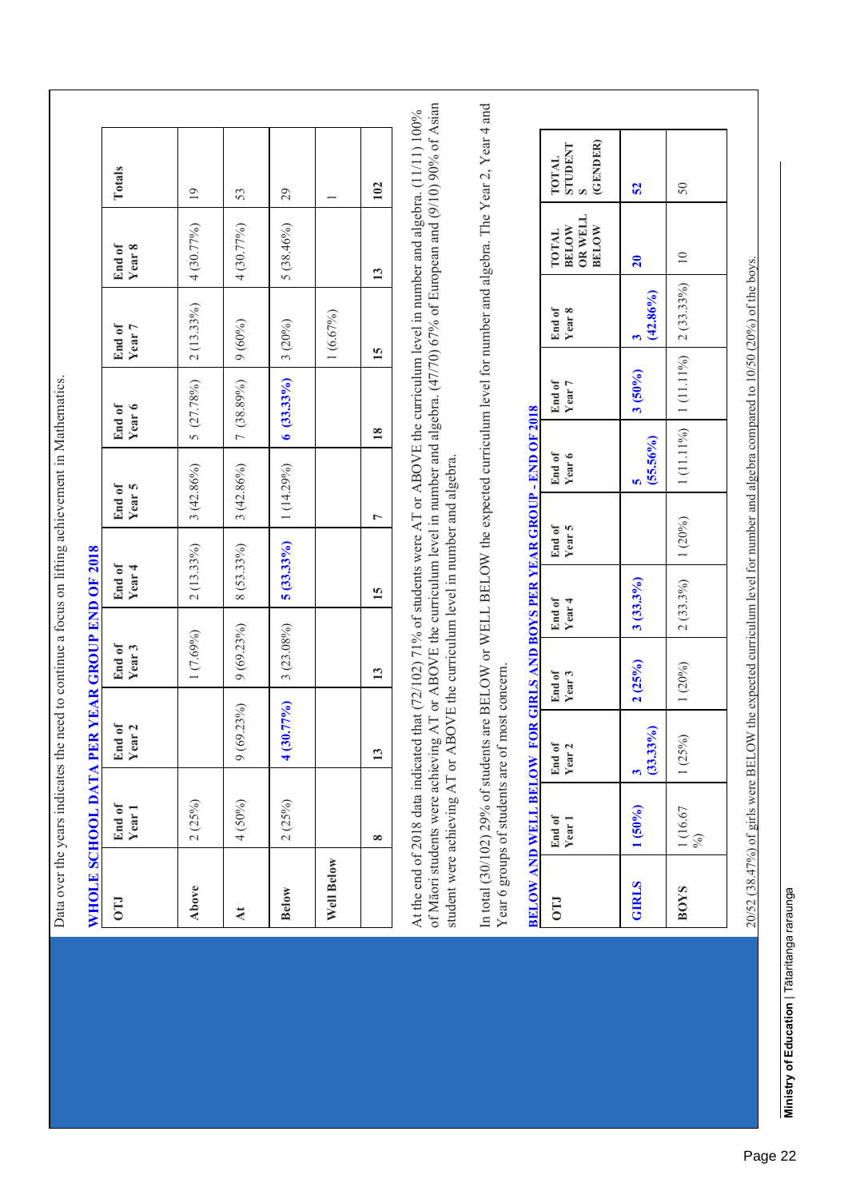Data over the years indicates the need to continue a focus on lifting achievement in Mathematics.

**WHOLE SCHOOL DATA PER YEAR GROUP END OF 2018**

| OTJ | End of Year 1 | End of Year 2 | End of Year 3 | End of Year 4 | End of Year 5 | End of Year 6 | End of Year 7 | End of Year 8 | Totals |
|---|---|---|---|---|---|---|---|---|---|
| Above | 2 (25%) | | 1 (7.69%) | 2 (13.33%) | 3 (42.86%) | 5 (27.78%) | 2 (13.33%) | 4 (30.77%) | 19 |
| At | 4 (50%) | 9 (69.23%) | 9 (69.23%) | 8 (53.33%) | 3 (42.86%) | 7 (38.89%) | 9 (60%) | 4 (30.77%) | 53 |
| Below | 2 (25%) | **4 (30.77%)** | 3 (23.08%) | **5 (33.33%)** | 1 (14.29%) | **6 (33.33%)** | 3 (20%) | 5 (38.46%) | 29 |
| Well Below | | | | | | | 1 (6.67%) | | 1 |
| | **8** | **13** | **13** | **15** | **7** | **18** | **15** | **13** | **102** |

At the end of 2018 data indicated that (72/102) 71% of students were AT or ABOVE the curriculum level in number and algebra. (11/11) 100% of Māori students were achieving AT or ABOVE the curriculum level in number and algebra. (47/70) 67% of European and (9/10) 90% of Asian student were achieving AT or ABOVE the curriculum level in number and algebra.

In total (30/102) 29% of students are BELOW or WELL BELOW the expected curriculum level for number and algebra. The Year 2, Year 4 and Year 6 groups of students are of most concern.

**BELOW AND WELL BELOW FOR GIRLS AND BOYS PER YEAR GROUP - END OF 2018**

| OTJ | End of Year 1 | End of Year 2 | End of Year 3 | End of Year 4 | End of Year 5 | End of Year 6 | End of Year 7 | End of Year 8 | TOTAL BELOW OR WELL BELOW | TOTAL STUDENTS (GENDER) |
|---|---|---|---|---|---|---|---|---|---|---|
| **GIRLS** | **1 (50%)** | **3 (33.33%)** | **2 (25%)** | **3 (33.3%)** | | **5 (55.56%)** | **3 (50%)** | **3 (42.86%)** | **20** | **52** |
| **BOYS** | 1 (16.67 %) | 1 (25%) | 1 (20%) | 2 (33.3%) | 1 (20%) | 1 (11.11%) | 1 (11.11%) | 2 (33.33%) | 10 | 50 |

20/52 (38.47%) of girls were BELOW the expected curriculum level for number and algebra compared to 10/50 (20%) of the boys.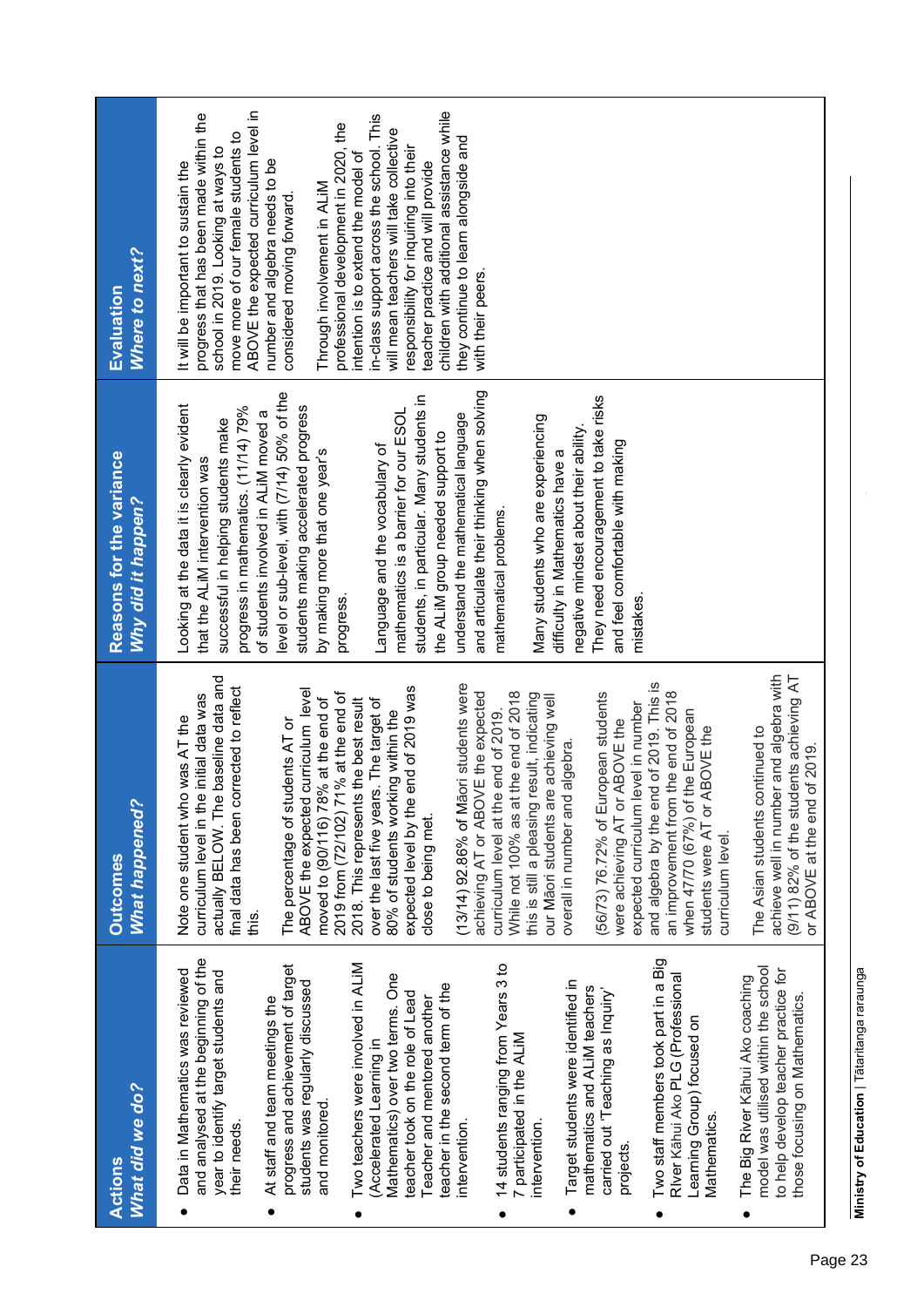| **Actions**<br>***What did we do?*** | **Outcomes**<br>***What happened?*** | **Reasons for the variance**<br>***Why did it happen?*** | **Evaluation**<br>***Where to next?*** |
|---|---|---|---|
| • Data in Mathematics was reviewed and analysed at the beginning of the year to identify target students and their needs.<br><br>• At staff and team meetings the progress and achievement of target students was regularly discussed and monitored.<br><br>• Two teachers were involved in ALiM (Accelerated Learning in Mathematics) over two terms. One teacher took on the role of Lead Teacher and mentored another teacher in the second term of the intervention.<br><br>• 14 students ranging from Years 3 to 7 participated in the ALiM intervention.<br><br>• Target students were identified in mathematics and ALiM teachers carried out 'Teaching as Inquiry' projects.<br><br>• Two staff members took part in a Big River Kāhui Ako PLG (Professional Learning Group) focused on Mathematics.<br><br>• The Big River Kāhui Ako coaching model was utilised within the school to help develop teacher practice for those focusing on Mathematics. | Note one student who was AT the curriculum level in the initial data was actually BELOW. The baseline data and final data has been corrected to reflect this.<br><br>The percentage of students AT or ABOVE the expected curriculum level moved to (90/116) 78% at the end of 2019 from (72/102) 71% at the end of 2018. This represents the best result over the last five years. The target of 80% of students working within the expected level by the end of 2019 was close to being met.<br><br>(13/14) 92.86% of Māori students were achieving AT or ABOVE the expected curriculum level at the end of 2019. While not 100% as at the end of 2018 this is still a pleasing result, indicating our Māori students are achieving well overall in number and algebra.<br><br>(56/73) 76.72% of European students were achieving AT or ABOVE the expected curriculum level in number and algebra by the end of 2019. This is an improvement from the end of 2018 when 47/70 (67%) of the European students were AT or ABOVE the curriculum level.<br><br>The Asian students continued to achieve well in number and algebra with (9/11) 82% of the students achieving AT or ABOVE at the end of 2019. | Looking at the data it is clearly evident that the ALiM intervention was successful in helping students make progress in mathematics. (11/14) 79% of students involved in ALiM moved a level or sub-level, with (7/14) 50% of the students making accelerated progress by making more that one year's progress.<br><br>Language and the vocabulary of mathematics is a barrier for our ESOL students, in particular. Many students in the ALiM group needed support to understand the mathematical language and articulate their thinking when solving mathematical problems.<br><br>Many students who are experiencing difficulty in Mathematics have a negative mindset about their ability. They need encouragement to take risks and feel comfortable with making mistakes. | It will be important to sustain the progress that has been made within the school in 2019. Looking at ways to move more of our female students to ABOVE the expected curriculum level in number and algebra needs to be considered moving forward.<br><br>Through involvement in ALiM professional development in 2020, the intention is to extend the model of in-class support across the school. This will mean teachers will take collective responsibility for inquiring into their teacher practice and will provide children with additional assistance while they continue to learn alongside and with their peers. |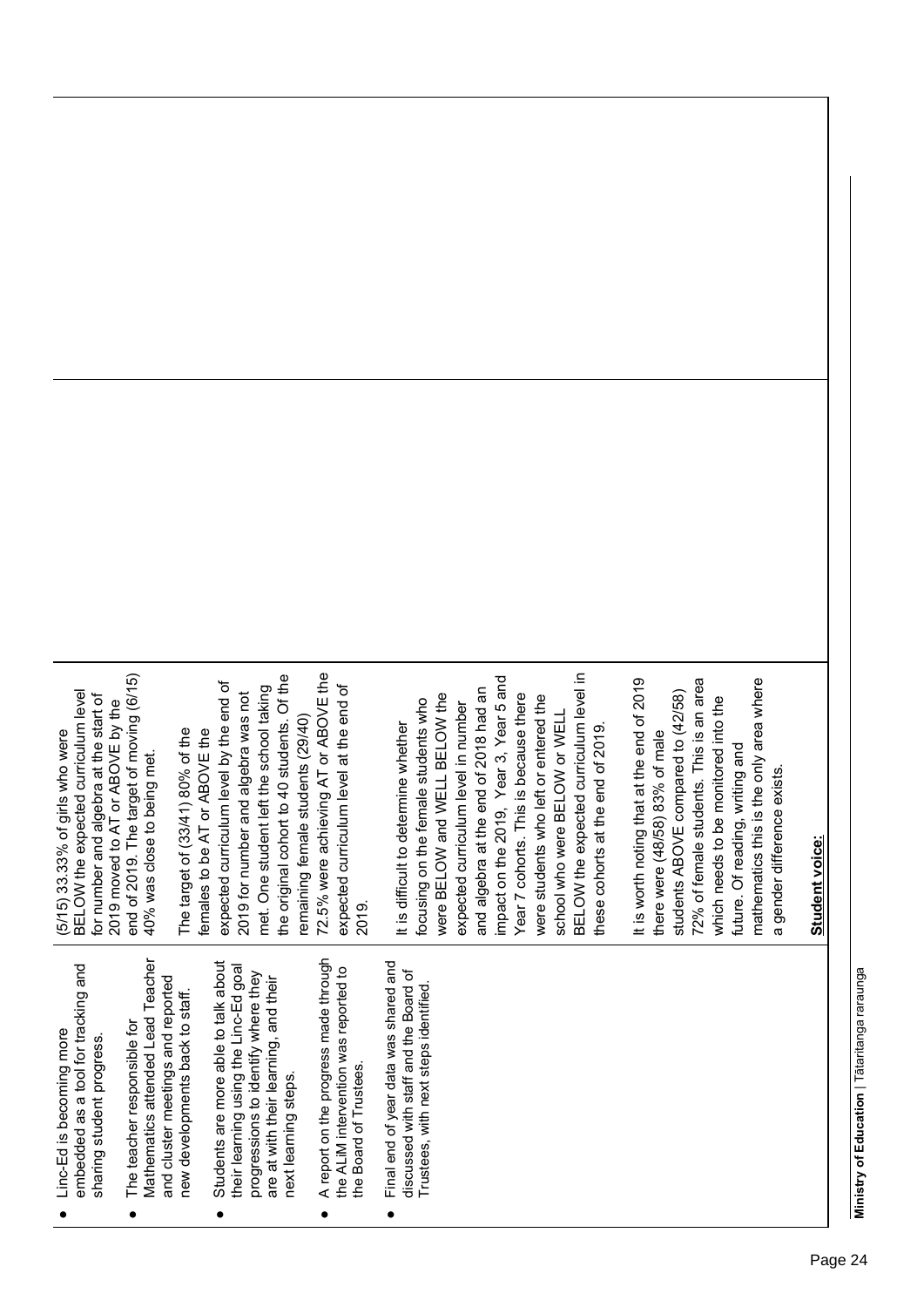| | | | |
|---|---|---|---|
| • Linc-Ed is becoming more embedded as a tool for tracking and sharing student progress.<br>• The teacher responsible for Mathematics attended Lead Teacher and cluster meetings and reported new developments back to staff.<br>• Students are more able to talk about their learning using the Linc-Ed goal progressions to identify where they are at with their learning, and their next learning steps.<br>• A report on the progress made through the ALiM intervention was reported to the Board of Trustees.<br>• Final end of year data was shared and discussed with staff and the Board of Trustees, with next steps identified. | (5/15) 33.33% of girls who were BELOW the expected curriculum level for number and algebra at the start of 2019 moved to AT or ABOVE by the end of 2019. The target of moving (6/15) 40% was close to being met.<br><br>The target of (33/41) 80% of the females to be AT or ABOVE the expected curriculum level by the end of 2019 for number and algebra was not met. One student left the school taking the original cohort to 40 students. Of the remaining female students (29/40) 72.5% were achieving AT or ABOVE the expected curriculum level at the end of 2019.<br><br>It is difficult to determine whether focusing on the female students who were BELOW and WELL BELOW the expected curriculum level in number and algebra at the end of 2018 had an impact on the 2019, Year 3, Year 5 and Year 7 cohorts. This is because there were students who left or entered the school who were BELOW or WELL BELOW the expected curriculum level in these cohorts at the end of 2019.<br><br>It is worth noting that at the end of 2019 there were (48/58) 83% of male students ABOVE compared to (42/58) 72% of female students. This is an area which needs to be monitored into the future. Of reading, writing and mathematics this is the only area where a gender difference exists.<br><br>**Student voice:** | | |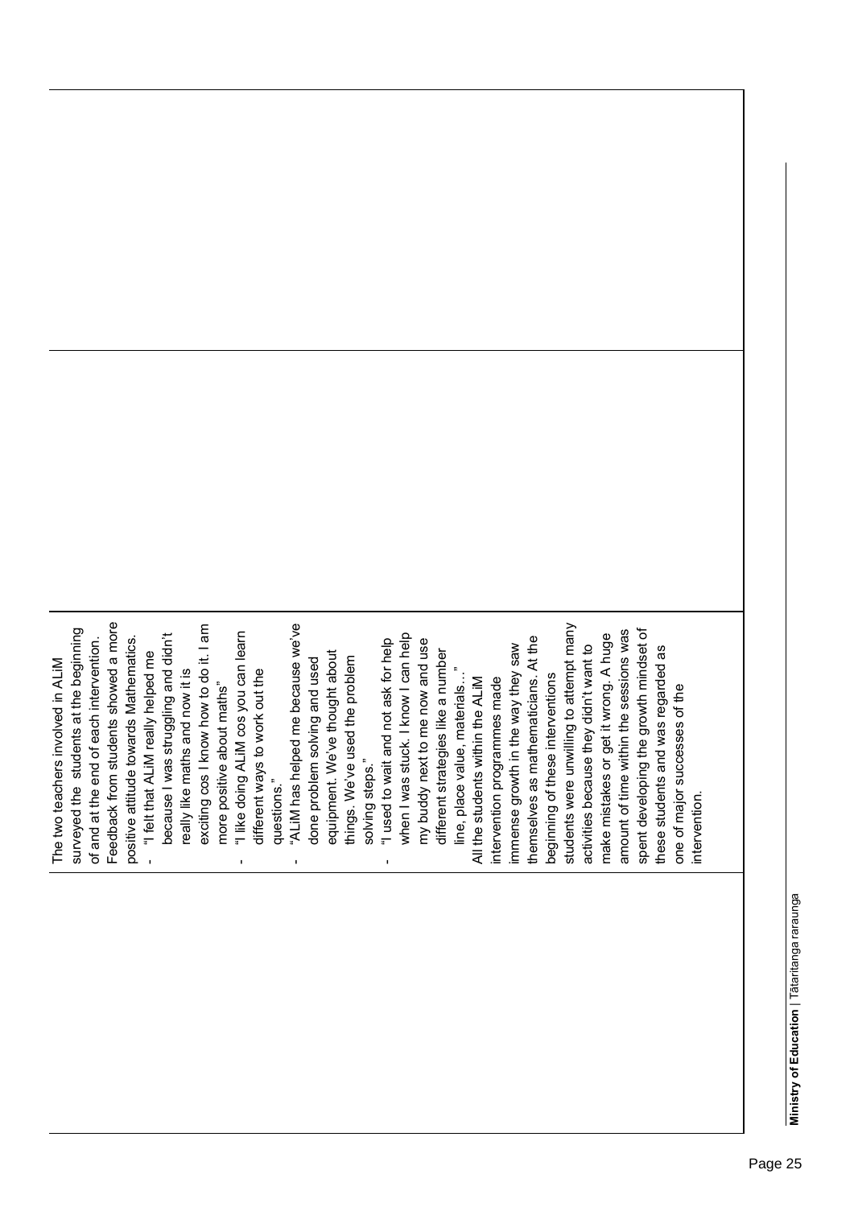| | | |
|---|---|---|
| The two teachers involved in ALiM surveyed the students at the beginning of and at the end of each intervention. Feedback from students showed a more positive attitude towards Mathematics.<br>- "I felt that ALiM really helped me because I was struggling and didn't really like maths and now it is exciting cos I know how to do it. I am more positive about maths"<br>- "I like doing ALiM cos you can learn different ways to work out the questions."<br>- "ALiM has helped me because we've done problem solving and used equipment. We've thought about things. We've used the problem solving steps."<br>- "I used to wait and not ask for help when I was stuck. I know I can help my buddy next to me now and use different strategies like a number line, place value, materials…"<br>All the students within the ALiM intervention programmes made immense growth in the way they saw themselves as mathematicians. At the beginning of these interventions students were unwilling to attempt many activities because they didn't want to make mistakes or get it wrong. A huge amount of time within the sessions was spent developing the growth mindset of these students and was regarded as one of major successes of the intervention. | | |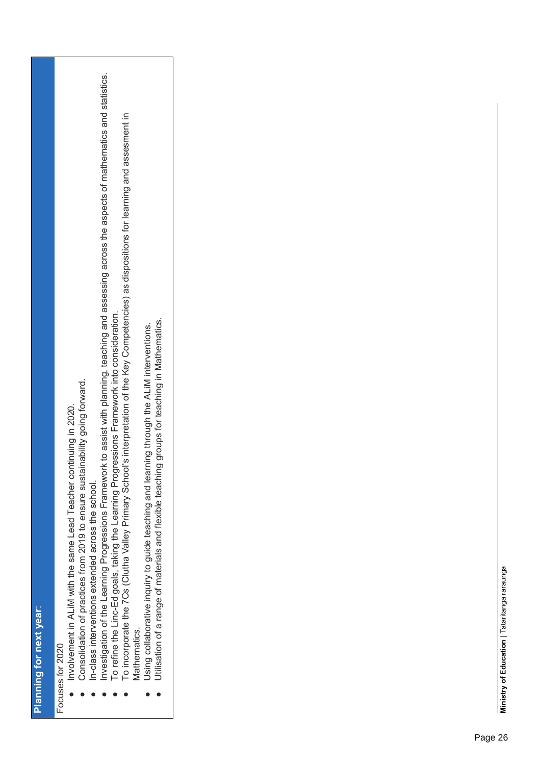## Planning for next year:

Focuses for 2020

- Involvement in ALiM with the same Lead Teacher continuing in 2020.
- Consolidation of practices from 2019 to ensure sustainability going forward.
- In-class interventions extended across the school.
- Investigation of the Learning Progressions Framework to assist with planning, teaching and assessing across the aspects of mathematics and statistics.
- To refine the Linc-Ed goals, taking the Learning Progressions Framework into consideration.
- To incorporate the 7Cs (Clutha Valley Primary School's interpretation of the Key Competencies) as dispositions for learning and assesment in Mathematics.
- Using collaborative inquiry to guide teaching and learning through the ALiM interventions.
- Utilisation of a range of materials and flexible teaching groups for teaching in Mathematics.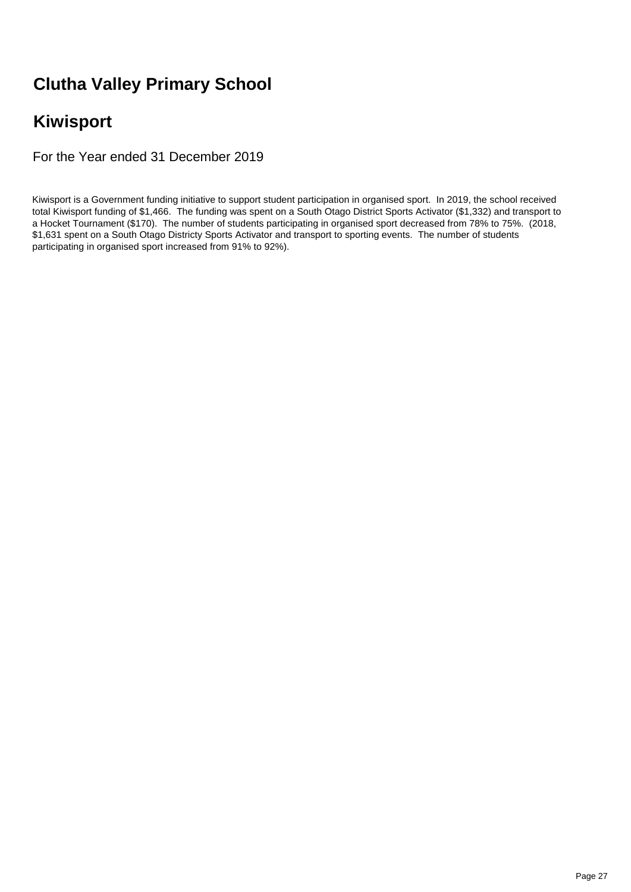# Clutha Valley Primary School

# Kiwisport

For the Year ended 31 December 2019

Kiwisport is a Government funding initiative to support student participation in organised sport. In 2019, the school received total Kiwisport funding of $1,466. The funding was spent on a South Otago District Sports Activator ($1,332) and transport to a Hocket Tournament ($170). The number of students participating in organised sport decreased from 78% to 75%. (2018, $1,631 spent on a South Otago Districty Sports Activator and transport to sporting events. The number of students participating in organised sport increased from 91% to 92%).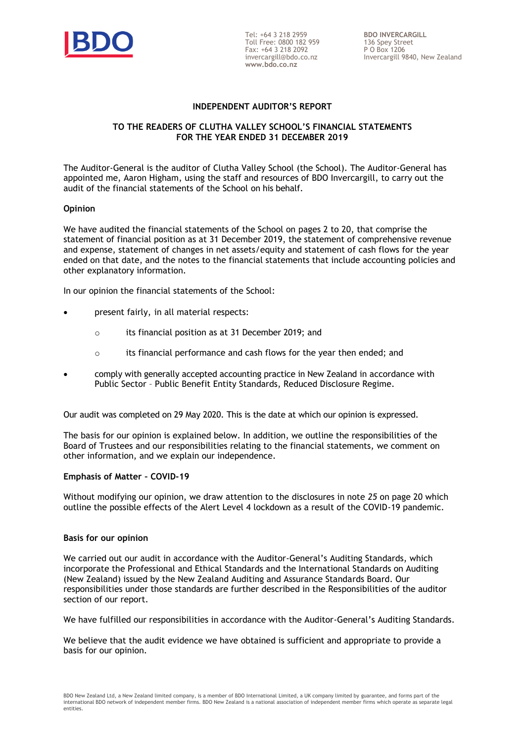BDO

Tel: +64 3 218 2959
Toll Free: 0800 182 959
Fax: +64 3 218 2092
invercargill@bdo.co.nz
www.bdo.co.nz

**BDO INVERCARGILL**
136 Spey Street
P O Box 1206
Invercargill 9840, New Zealand

**INDEPENDENT AUDITOR'S REPORT**

**TO THE READERS OF CLUTHA VALLEY SCHOOL'S FINANCIAL STATEMENTS FOR THE YEAR ENDED 31 DECEMBER 2019**

The Auditor-General is the auditor of Clutha Valley School (the School). The Auditor-General has appointed me, Aaron Higham, using the staff and resources of BDO Invercargill, to carry out the audit of the financial statements of the School on his behalf.

**Opinion**

We have audited the financial statements of the School on pages 2 to 20, that comprise the statement of financial position as at 31 December 2019, the statement of comprehensive revenue and expense, statement of changes in net assets/equity and statement of cash flows for the year ended on that date, and the notes to the financial statements that include accounting policies and other explanatory information.

In our opinion the financial statements of the School:

- present fairly, in all material respects:
  - its financial position as at 31 December 2019; and
  - its financial performance and cash flows for the year then ended; and
- comply with generally accepted accounting practice in New Zealand in accordance with Public Sector – Public Benefit Entity Standards, Reduced Disclosure Regime.

Our audit was completed on 29 May 2020. This is the date at which our opinion is expressed.

The basis for our opinion is explained below. In addition, we outline the responsibilities of the Board of Trustees and our responsibilities relating to the financial statements, we comment on other information, and we explain our independence.

**Emphasis of Matter – COVID-19**

Without modifying our opinion, we draw attention to the disclosures in note *25* on page 20 which outline the possible effects of the Alert Level 4 lockdown as a result of the COVID-19 pandemic.

**Basis for our opinion**

We carried out our audit in accordance with the Auditor-General's Auditing Standards, which incorporate the Professional and Ethical Standards and the International Standards on Auditing (New Zealand) issued by the New Zealand Auditing and Assurance Standards Board. Our responsibilities under those standards are further described in the Responsibilities of the auditor section of our report.

We have fulfilled our responsibilities in accordance with the Auditor-General's Auditing Standards.

We believe that the audit evidence we have obtained is sufficient and appropriate to provide a basis for our opinion.

BDO New Zealand Ltd, a New Zealand limited company, is a member of BDO International Limited, a UK company limited by guarantee, and forms part of the international BDO network of independent member firms. BDO New Zealand is a national association of independent member firms which operate as separate legal entities.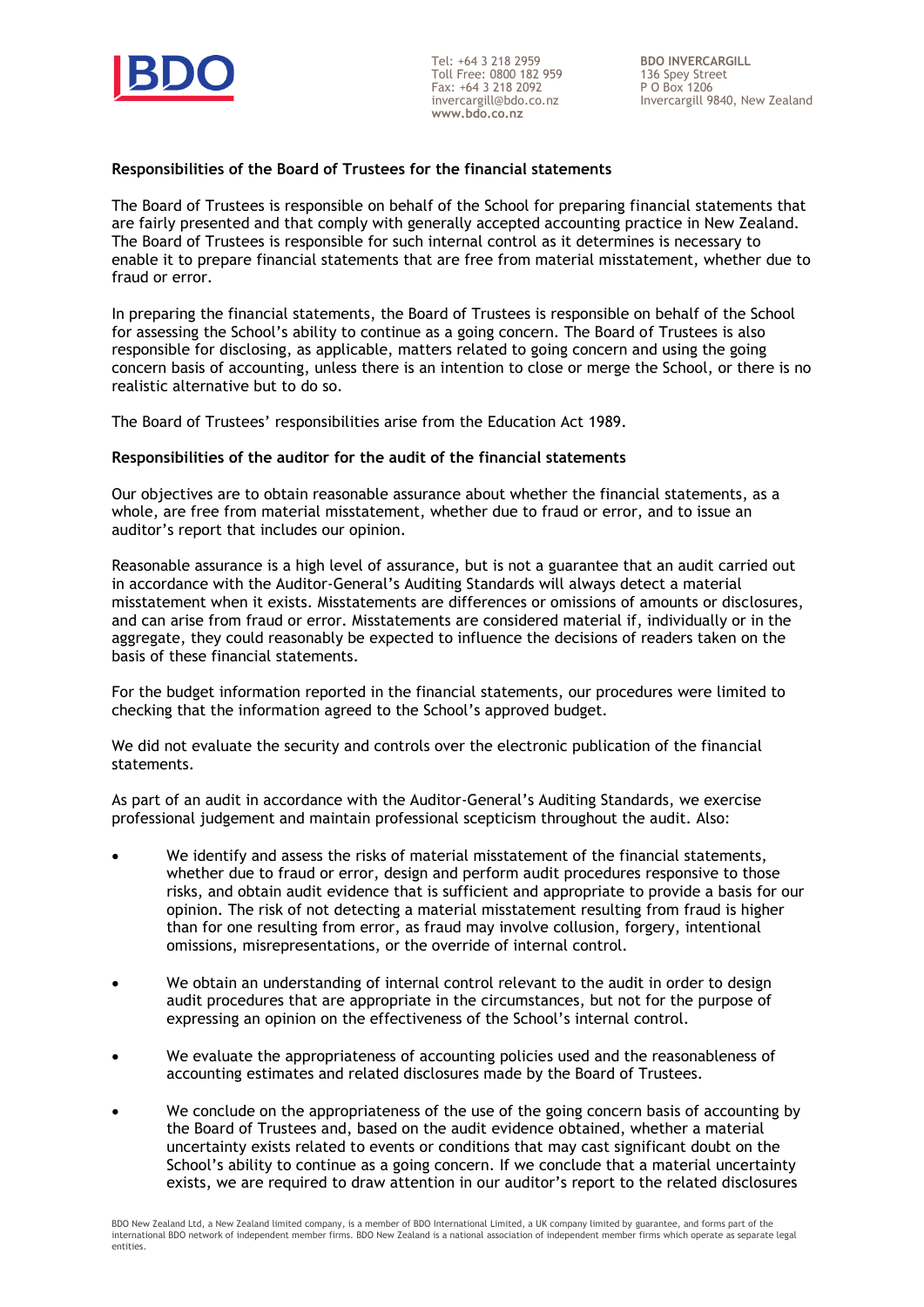**Responsibilities of the Board of Trustees for the financial statements**

The Board of Trustees is responsible on behalf of the School for preparing financial statements that are fairly presented and that comply with generally accepted accounting practice in New Zealand. The Board of Trustees is responsible for such internal control as it determines is necessary to enable it to prepare financial statements that are free from material misstatement, whether due to fraud or error.

In preparing the financial statements, the Board of Trustees is responsible on behalf of the School for assessing the School's ability to continue as a going concern. The Board of Trustees is also responsible for disclosing, as applicable, matters related to going concern and using the going concern basis of accounting, unless there is an intention to close or merge the School, or there is no realistic alternative but to do so.

The Board of Trustees' responsibilities arise from the Education Act 1989.

**Responsibilities of the auditor for the audit of the financial statements**

Our objectives are to obtain reasonable assurance about whether the financial statements, as a whole, are free from material misstatement, whether due to fraud or error, and to issue an auditor's report that includes our opinion.

Reasonable assurance is a high level of assurance, but is not a guarantee that an audit carried out in accordance with the Auditor-General's Auditing Standards will always detect a material misstatement when it exists. Misstatements are differences or omissions of amounts or disclosures, and can arise from fraud or error. Misstatements are considered material if, individually or in the aggregate, they could reasonably be expected to influence the decisions of readers taken on the basis of these financial statements.

For the budget information reported in the financial statements, our procedures were limited to checking that the information agreed to the School's approved budget.

We did not evaluate the security and controls over the electronic publication of the financial statements.

As part of an audit in accordance with the Auditor-General's Auditing Standards, we exercise professional judgement and maintain professional scepticism throughout the audit. Also:

- We identify and assess the risks of material misstatement of the financial statements, whether due to fraud or error, design and perform audit procedures responsive to those risks, and obtain audit evidence that is sufficient and appropriate to provide a basis for our opinion. The risk of not detecting a material misstatement resulting from fraud is higher than for one resulting from error, as fraud may involve collusion, forgery, intentional omissions, misrepresentations, or the override of internal control.

- We obtain an understanding of internal control relevant to the audit in order to design audit procedures that are appropriate in the circumstances, but not for the purpose of expressing an opinion on the effectiveness of the School's internal control.

- We evaluate the appropriateness of accounting policies used and the reasonableness of accounting estimates and related disclosures made by the Board of Trustees.

- We conclude on the appropriateness of the use of the going concern basis of accounting by the Board of Trustees and, based on the audit evidence obtained, whether a material uncertainty exists related to events or conditions that may cast significant doubt on the School's ability to continue as a going concern. If we conclude that a material uncertainty exists, we are required to draw attention in our auditor's report to the related disclosures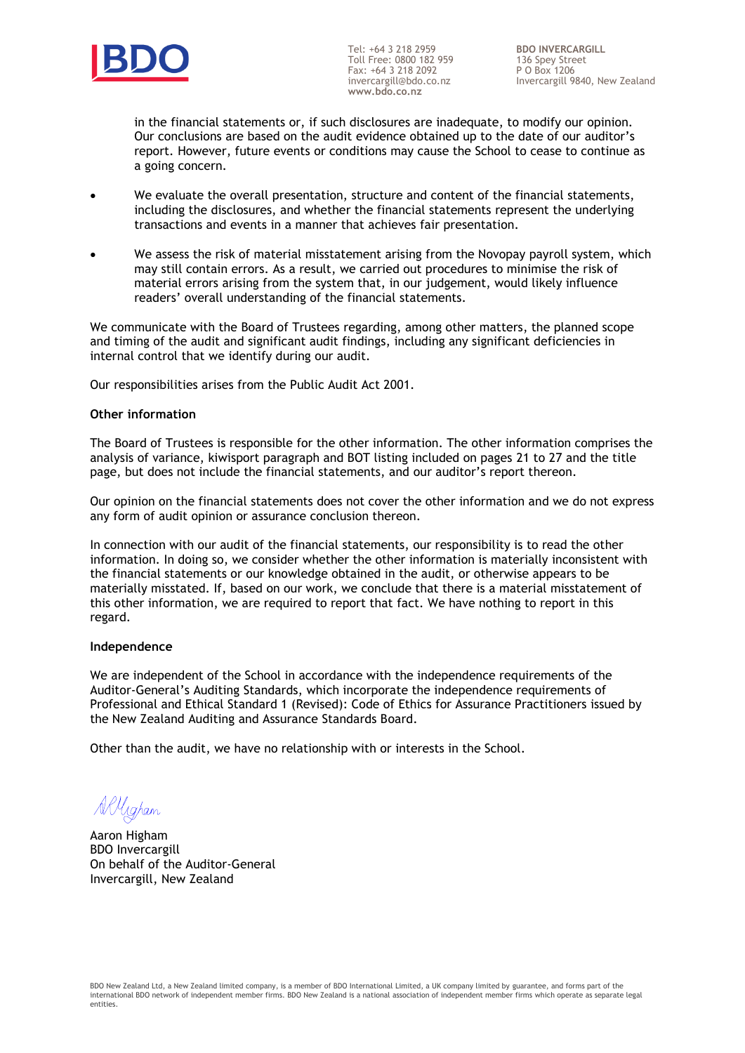in the financial statements or, if such disclosures are inadequate, to modify our opinion. Our conclusions are based on the audit evidence obtained up to the date of our auditor's report. However, future events or conditions may cause the School to cease to continue as a going concern.

- We evaluate the overall presentation, structure and content of the financial statements, including the disclosures, and whether the financial statements represent the underlying transactions and events in a manner that achieves fair presentation.
- We assess the risk of material misstatement arising from the Novopay payroll system, which may still contain errors. As a result, we carried out procedures to minimise the risk of material errors arising from the system that, in our judgement, would likely influence readers' overall understanding of the financial statements.

We communicate with the Board of Trustees regarding, among other matters, the planned scope and timing of the audit and significant audit findings, including any significant deficiencies in internal control that we identify during our audit.

Our responsibilities arises from the Public Audit Act 2001.

**Other information**

The Board of Trustees is responsible for the other information. The other information comprises the analysis of variance, kiwisport paragraph and BOT listing included on pages 21 to 27 and the title page, but does not include the financial statements, and our auditor's report thereon.

Our opinion on the financial statements does not cover the other information and we do not express any form of audit opinion or assurance conclusion thereon.

In connection with our audit of the financial statements, our responsibility is to read the other information. In doing so, we consider whether the other information is materially inconsistent with the financial statements or our knowledge obtained in the audit, or otherwise appears to be materially misstated. If, based on our work, we conclude that there is a material misstatement of this other information, we are required to report that fact. We have nothing to report in this regard.

**Independence**

We are independent of the School in accordance with the independence requirements of the Auditor-General's Auditing Standards, which incorporate the independence requirements of Professional and Ethical Standard 1 (Revised): Code of Ethics for Assurance Practitioners issued by the New Zealand Auditing and Assurance Standards Board.

Other than the audit, we have no relationship with or interests in the School.

Aaron Higham
BDO Invercargill
On behalf of the Auditor-General
Invercargill, New Zealand